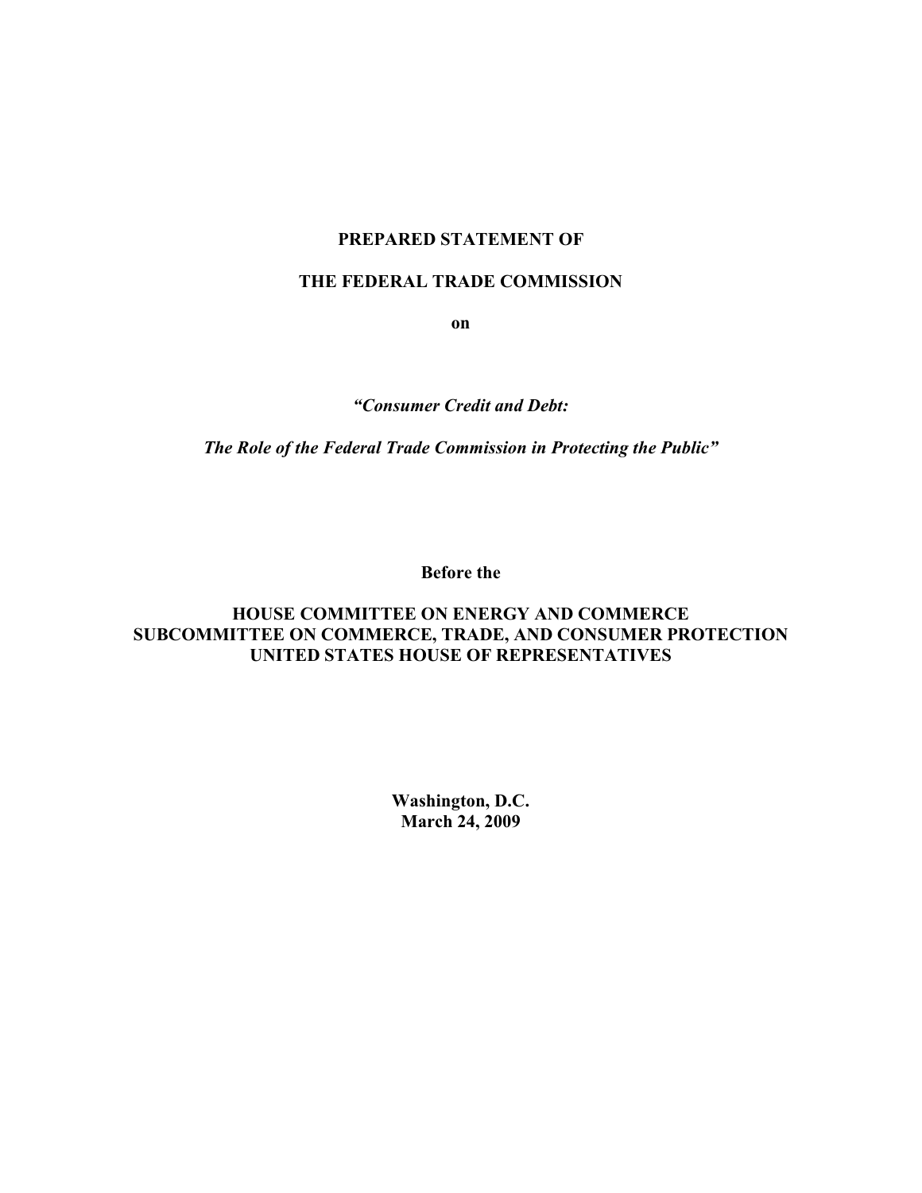**PREPARED STATEMENT OF**

**THE FEDERAL TRADE COMMISSION**

**on**

***"Consumer Credit and Debt:***

***The Role of the Federal Trade Commission in Protecting the Public"***

**Before the**

**HOUSE COMMITTEE ON ENERGY AND COMMERCE**
**SUBCOMMITTEE ON COMMERCE, TRADE, AND CONSUMER PROTECTION**
**UNITED STATES HOUSE OF REPRESENTATIVES**

**Washington, D.C.**
**March 24, 2009**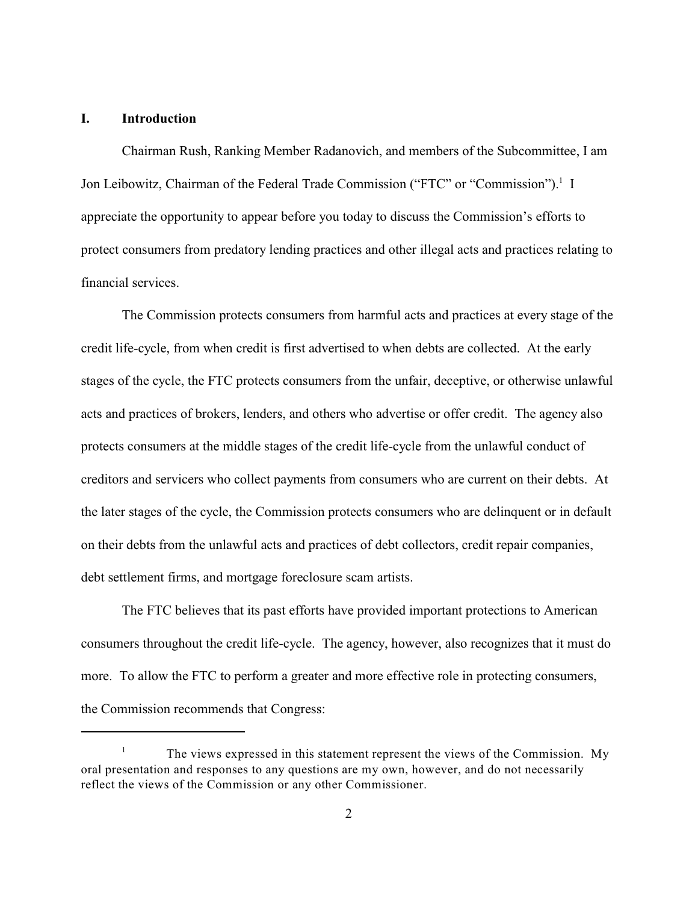## I. Introduction

Chairman Rush, Ranking Member Radanovich, and members of the Subcommittee, I am Jon Leibowitz, Chairman of the Federal Trade Commission ("FTC" or "Commission").[1] I appreciate the opportunity to appear before you today to discuss the Commission's efforts to protect consumers from predatory lending practices and other illegal acts and practices relating to financial services.

The Commission protects consumers from harmful acts and practices at every stage of the credit life-cycle, from when credit is first advertised to when debts are collected. At the early stages of the cycle, the FTC protects consumers from the unfair, deceptive, or otherwise unlawful acts and practices of brokers, lenders, and others who advertise or offer credit. The agency also protects consumers at the middle stages of the credit life-cycle from the unlawful conduct of creditors and servicers who collect payments from consumers who are current on their debts. At the later stages of the cycle, the Commission protects consumers who are delinquent or in default on their debts from the unlawful acts and practices of debt collectors, credit repair companies, debt settlement firms, and mortgage foreclosure scam artists.

The FTC believes that its past efforts have provided important protections to American consumers throughout the credit life-cycle. The agency, however, also recognizes that it must do more. To allow the FTC to perform a greater and more effective role in protecting consumers, the Commission recommends that Congress:

---

[1] The views expressed in this statement represent the views of the Commission. My oral presentation and responses to any questions are my own, however, and do not necessarily reflect the views of the Commission or any other Commissioner.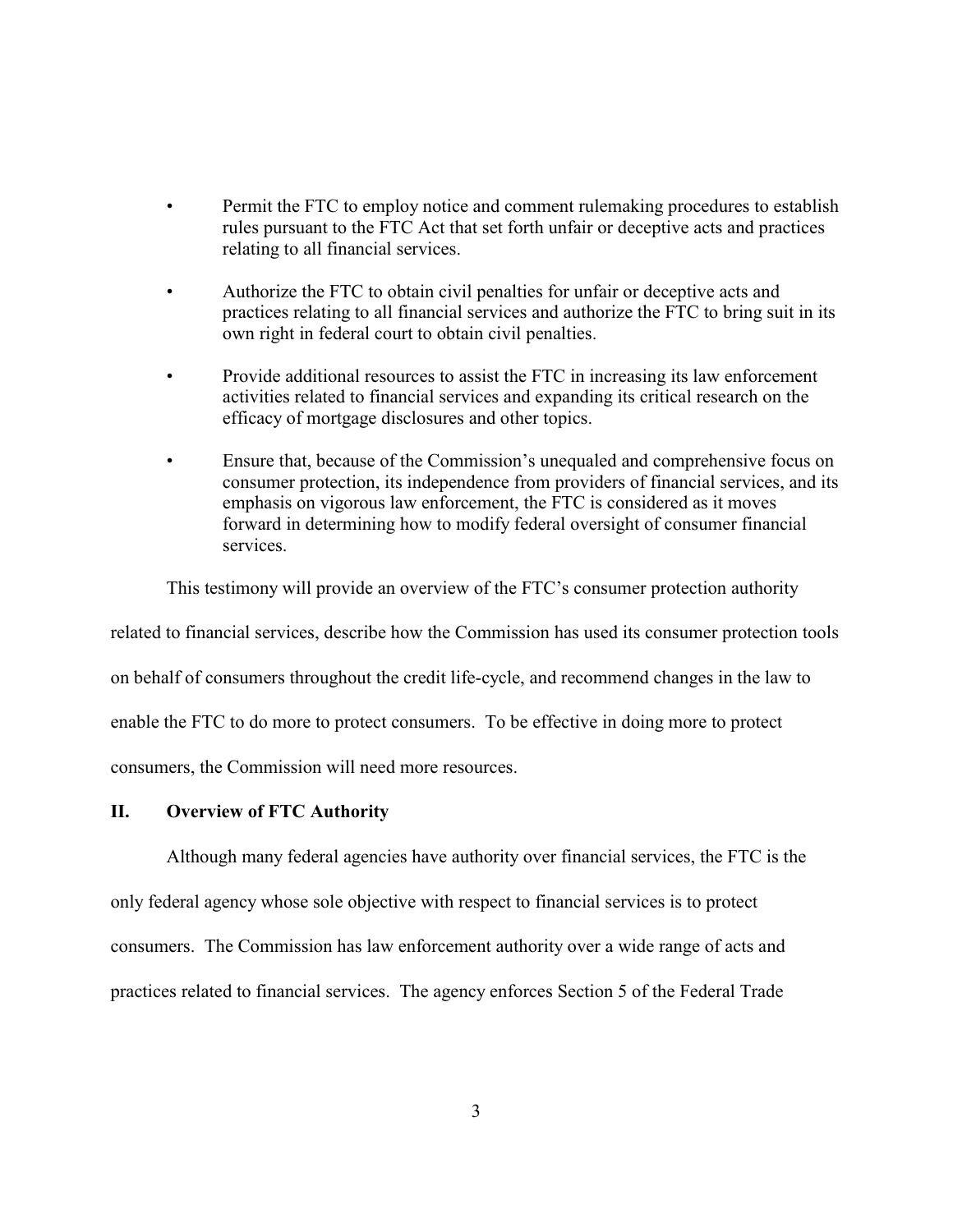- Permit the FTC to employ notice and comment rulemaking procedures to establish rules pursuant to the FTC Act that set forth unfair or deceptive acts and practices relating to all financial services.

- Authorize the FTC to obtain civil penalties for unfair or deceptive acts and practices relating to all financial services and authorize the FTC to bring suit in its own right in federal court to obtain civil penalties.

- Provide additional resources to assist the FTC in increasing its law enforcement activities related to financial services and expanding its critical research on the efficacy of mortgage disclosures and other topics.

- Ensure that, because of the Commission's unequaled and comprehensive focus on consumer protection, its independence from providers of financial services, and its emphasis on vigorous law enforcement, the FTC is considered as it moves forward in determining how to modify federal oversight of consumer financial services.

This testimony will provide an overview of the FTC's consumer protection authority related to financial services, describe how the Commission has used its consumer protection tools on behalf of consumers throughout the credit life-cycle, and recommend changes in the law to enable the FTC to do more to protect consumers. To be effective in doing more to protect consumers, the Commission will need more resources.

## II. Overview of FTC Authority

Although many federal agencies have authority over financial services, the FTC is the only federal agency whose sole objective with respect to financial services is to protect consumers. The Commission has law enforcement authority over a wide range of acts and practices related to financial services. The agency enforces Section 5 of the Federal Trade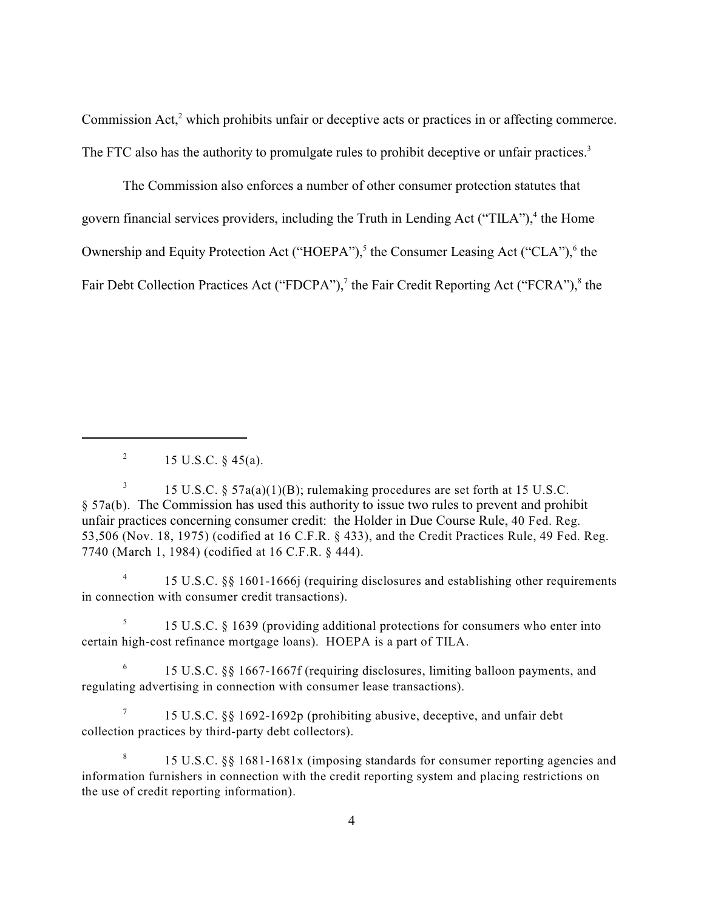Commission Act,[2] which prohibits unfair or deceptive acts or practices in or affecting commerce. The FTC also has the authority to promulgate rules to prohibit deceptive or unfair practices.[3]

The Commission also enforces a number of other consumer protection statutes that govern financial services providers, including the Truth in Lending Act ("TILA"),[4] the Home Ownership and Equity Protection Act ("HOEPA"),[5] the Consumer Leasing Act ("CLA"),[6] the Fair Debt Collection Practices Act ("FDCPA"),[7] the Fair Credit Reporting Act ("FCRA"),[8] the

---

[2] 15 U.S.C. § 45(a).

[3] 15 U.S.C. § 57a(a)(1)(B); rulemaking procedures are set forth at 15 U.S.C. § 57a(b). The Commission has used this authority to issue two rules to prevent and prohibit unfair practices concerning consumer credit: the Holder in Due Course Rule, 40 Fed. Reg. 53,506 (Nov. 18, 1975) (codified at 16 C.F.R. § 433), and the Credit Practices Rule, 49 Fed. Reg. 7740 (March 1, 1984) (codified at 16 C.F.R. § 444).

[4] 15 U.S.C. §§ 1601-1666j (requiring disclosures and establishing other requirements in connection with consumer credit transactions).

[5] 15 U.S.C. § 1639 (providing additional protections for consumers who enter into certain high-cost refinance mortgage loans). HOEPA is a part of TILA.

[6] 15 U.S.C. §§ 1667-1667f (requiring disclosures, limiting balloon payments, and regulating advertising in connection with consumer lease transactions).

[7] 15 U.S.C. §§ 1692-1692p (prohibiting abusive, deceptive, and unfair debt collection practices by third-party debt collectors).

[8] 15 U.S.C. §§ 1681-1681x (imposing standards for consumer reporting agencies and information furnishers in connection with the credit reporting system and placing restrictions on the use of credit reporting information).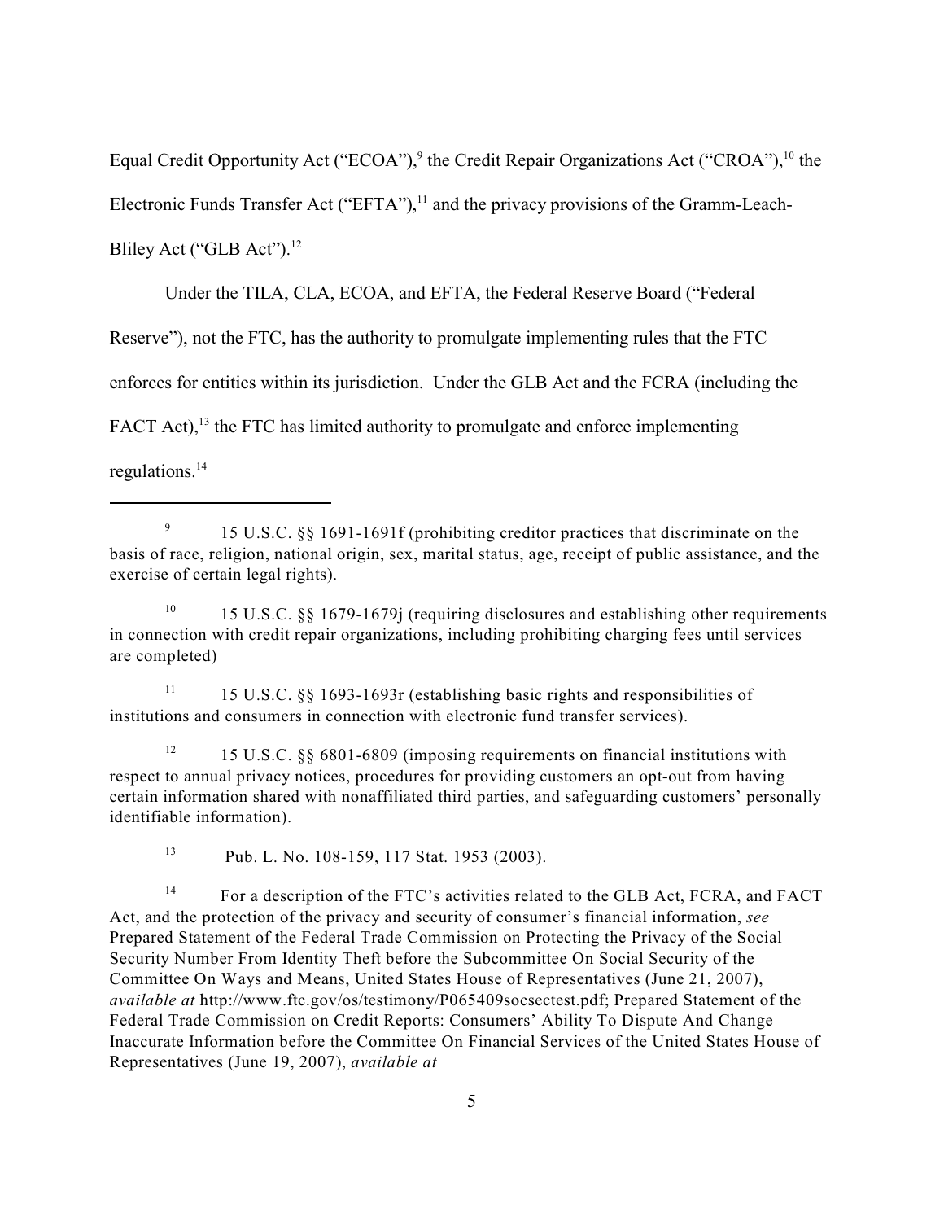Equal Credit Opportunity Act ("ECOA"),[9] the Credit Repair Organizations Act ("CROA"),[10] the Electronic Funds Transfer Act ("EFTA"),[11] and the privacy provisions of the Gramm-Leach-Bliley Act ("GLB Act").[12]

Under the TILA, CLA, ECOA, and EFTA, the Federal Reserve Board ("Federal Reserve"), not the FTC, has the authority to promulgate implementing rules that the FTC enforces for entities within its jurisdiction. Under the GLB Act and the FCRA (including the FACT Act),[13] the FTC has limited authority to promulgate and enforce implementing regulations.[14]

---

[9] 15 U.S.C. §§ 1691-1691f (prohibiting creditor practices that discriminate on the basis of race, religion, national origin, sex, marital status, age, receipt of public assistance, and the exercise of certain legal rights).

[10] 15 U.S.C. §§ 1679-1679j (requiring disclosures and establishing other requirements in connection with credit repair organizations, including prohibiting charging fees until services are completed)

[11] 15 U.S.C. §§ 1693-1693r (establishing basic rights and responsibilities of institutions and consumers in connection with electronic fund transfer services).

[12] 15 U.S.C. §§ 6801-6809 (imposing requirements on financial institutions with respect to annual privacy notices, procedures for providing customers an opt-out from having certain information shared with nonaffiliated third parties, and safeguarding customers' personally identifiable information).

[13] Pub. L. No. 108-159, 117 Stat. 1953 (2003).

[14] For a description of the FTC's activities related to the GLB Act, FCRA, and FACT Act, and the protection of the privacy and security of consumer's financial information, *see* Prepared Statement of the Federal Trade Commission on Protecting the Privacy of the Social Security Number From Identity Theft before the Subcommittee On Social Security of the Committee On Ways and Means, United States House of Representatives (June 21, 2007), *available at* http://www.ftc.gov/os/testimony/P065409socsectest.pdf; Prepared Statement of the Federal Trade Commission on Credit Reports: Consumers' Ability To Dispute And Change Inaccurate Information before the Committee On Financial Services of the United States House of Representatives (June 19, 2007), *available at*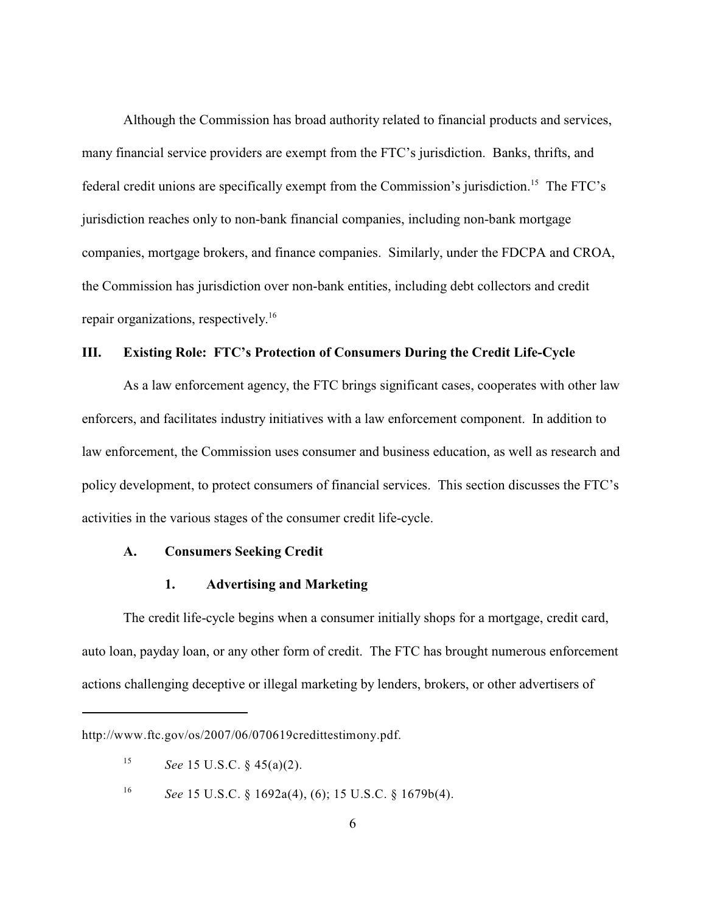Although the Commission has broad authority related to financial products and services, many financial service providers are exempt from the FTC's jurisdiction. Banks, thrifts, and federal credit unions are specifically exempt from the Commission's jurisdiction.[15] The FTC's jurisdiction reaches only to non-bank financial companies, including non-bank mortgage companies, mortgage brokers, and finance companies. Similarly, under the FDCPA and CROA, the Commission has jurisdiction over non-bank entities, including debt collectors and credit repair organizations, respectively.[16]

## III. Existing Role: FTC's Protection of Consumers During the Credit Life-Cycle

As a law enforcement agency, the FTC brings significant cases, cooperates with other law enforcers, and facilitates industry initiatives with a law enforcement component. In addition to law enforcement, the Commission uses consumer and business education, as well as research and policy development, to protect consumers of financial services. This section discusses the FTC's activities in the various stages of the consumer credit life-cycle.

### A. Consumers Seeking Credit

#### 1. Advertising and Marketing

The credit life-cycle begins when a consumer initially shops for a mortgage, credit card, auto loan, payday loan, or any other form of credit. The FTC has brought numerous enforcement actions challenging deceptive or illegal marketing by lenders, brokers, or other advertisers of

---

http://www.ftc.gov/os/2007/06/070619credittestimony.pdf.

[15] *See* 15 U.S.C. § 45(a)(2).

[16] *See* 15 U.S.C. § 1692a(4), (6); 15 U.S.C. § 1679b(4).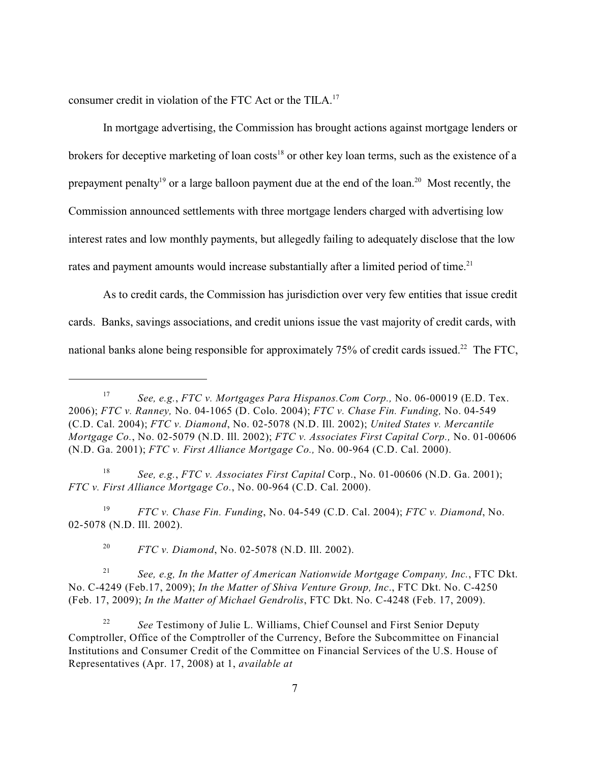consumer credit in violation of the FTC Act or the TILA.[17]

In mortgage advertising, the Commission has brought actions against mortgage lenders or brokers for deceptive marketing of loan costs[18] or other key loan terms, such as the existence of a prepayment penalty[19] or a large balloon payment due at the end of the loan.[20] Most recently, the Commission announced settlements with three mortgage lenders charged with advertising low interest rates and low monthly payments, but allegedly failing to adequately disclose that the low rates and payment amounts would increase substantially after a limited period of time.[21]

As to credit cards, the Commission has jurisdiction over very few entities that issue credit cards. Banks, savings associations, and credit unions issue the vast majority of credit cards, with national banks alone being responsible for approximately 75% of credit cards issued.[22] The FTC,

---

[17] *See, e.g.*, *FTC v. Mortgages Para Hispanos.Com Corp.,* No. 06-00019 (E.D. Tex. 2006); *FTC v. Ranney,* No. 04-1065 (D. Colo. 2004); *FTC v. Chase Fin. Funding,* No. 04-549 (C.D. Cal. 2004); *FTC v. Diamond*, No. 02-5078 (N.D. Ill. 2002); *United States v. Mercantile Mortgage Co.*, No. 02-5079 (N.D. Ill. 2002); *FTC v. Associates First Capital Corp.,* No. 01-00606 (N.D. Ga. 2001); *FTC v. First Alliance Mortgage Co.,* No. 00-964 (C.D. Cal. 2000).

[18] *See, e.g.*, *FTC v. Associates First Capital* Corp., No. 01-00606 (N.D. Ga. 2001); *FTC v. First Alliance Mortgage Co.*, No. 00-964 (C.D. Cal. 2000).

[19] *FTC v. Chase Fin. Funding*, No. 04-549 (C.D. Cal. 2004); *FTC v. Diamond*, No. 02-5078 (N.D. Ill. 2002).

[20] *FTC v. Diamond*, No. 02-5078 (N.D. Ill. 2002).

[21] *See, e.g, In the Matter of American Nationwide Mortgage Company, Inc.*, FTC Dkt. No. C-4249 (Feb.17, 2009); *In the Matter of Shiva Venture Group, Inc*., FTC Dkt. No. C-4250 (Feb. 17, 2009); *In the Matter of Michael Gendrolis*, FTC Dkt. No. C-4248 (Feb. 17, 2009).

[22] *See* Testimony of Julie L. Williams, Chief Counsel and First Senior Deputy Comptroller, Office of the Comptroller of the Currency, Before the Subcommittee on Financial Institutions and Consumer Credit of the Committee on Financial Services of the U.S. House of Representatives (Apr. 17, 2008) at 1, *available at*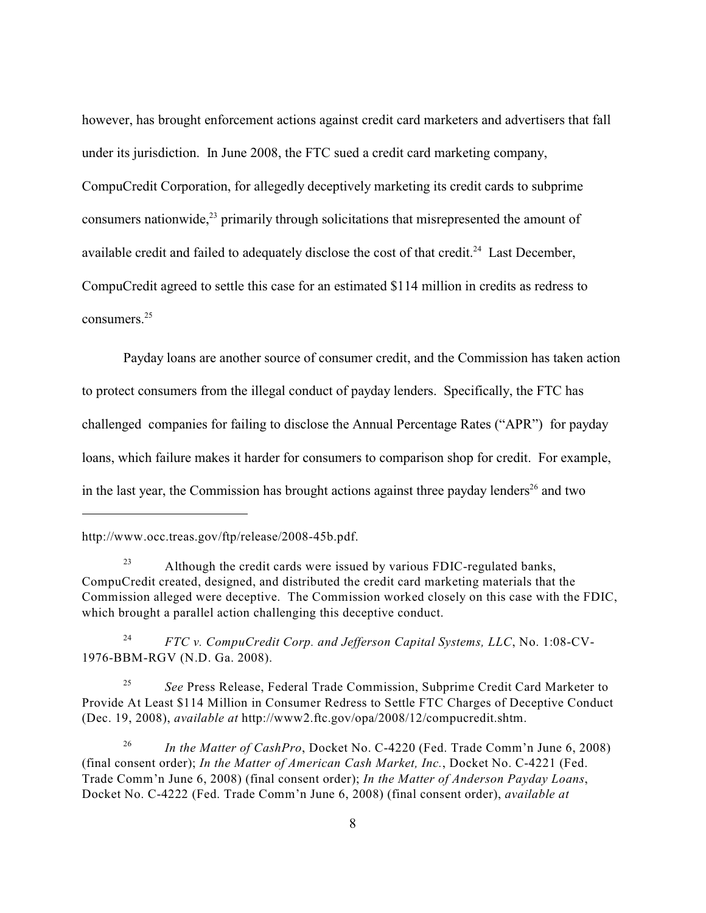however, has brought enforcement actions against credit card marketers and advertisers that fall under its jurisdiction. In June 2008, the FTC sued a credit card marketing company, CompuCredit Corporation, for allegedly deceptively marketing its credit cards to subprime consumers nationwide,[23] primarily through solicitations that misrepresented the amount of available credit and failed to adequately disclose the cost of that credit.[24] Last December, CompuCredit agreed to settle this case for an estimated $114 million in credits as redress to consumers.[25]

Payday loans are another source of consumer credit, and the Commission has taken action to protect consumers from the illegal conduct of payday lenders. Specifically, the FTC has challenged companies for failing to disclose the Annual Percentage Rates ("APR") for payday loans, which failure makes it harder for consumers to comparison shop for credit. For example, in the last year, the Commission has brought actions against three payday lenders[26] and two

---

http://www.occ.treas.gov/ftp/release/2008-45b.pdf.

[23] Although the credit cards were issued by various FDIC-regulated banks, CompuCredit created, designed, and distributed the credit card marketing materials that the Commission alleged were deceptive. The Commission worked closely on this case with the FDIC, which brought a parallel action challenging this deceptive conduct.

[24] *FTC v. CompuCredit Corp. and Jefferson Capital Systems, LLC*, No. 1:08-CV-1976-BBM-RGV (N.D. Ga. 2008).

[25] *See* Press Release, Federal Trade Commission, Subprime Credit Card Marketer to Provide At Least $114 Million in Consumer Redress to Settle FTC Charges of Deceptive Conduct (Dec. 19, 2008), *available at* http://www2.ftc.gov/opa/2008/12/compucredit.shtm.

[26] *In the Matter of CashPro*, Docket No. C-4220 (Fed. Trade Comm'n June 6, 2008) (final consent order); *In the Matter of American Cash Market, Inc.*, Docket No. C-4221 (Fed. Trade Comm'n June 6, 2008) (final consent order); *In the Matter of Anderson Payday Loans*, Docket No. C-4222 (Fed. Trade Comm'n June 6, 2008) (final consent order), *available at*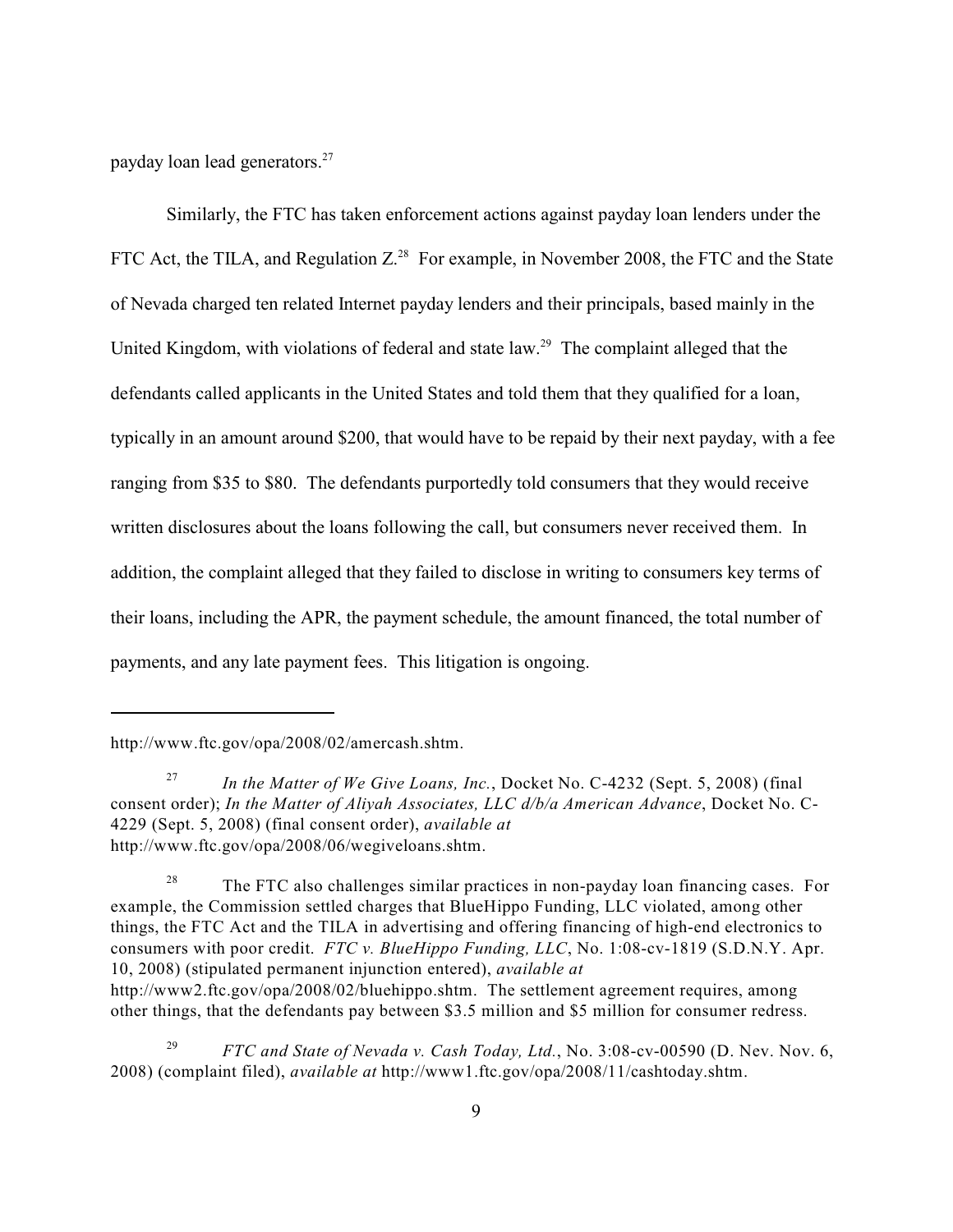payday loan lead generators.[27]

Similarly, the FTC has taken enforcement actions against payday loan lenders under the FTC Act, the TILA, and Regulation Z.[28] For example, in November 2008, the FTC and the State of Nevada charged ten related Internet payday lenders and their principals, based mainly in the United Kingdom, with violations of federal and state law.[29] The complaint alleged that the defendants called applicants in the United States and told them that they qualified for a loan, typically in an amount around $200, that would have to be repaid by their next payday, with a fee ranging from $35 to $80. The defendants purportedly told consumers that they would receive written disclosures about the loans following the call, but consumers never received them. In addition, the complaint alleged that they failed to disclose in writing to consumers key terms of their loans, including the APR, the payment schedule, the amount financed, the total number of payments, and any late payment fees. This litigation is ongoing.

---

http://www.ftc.gov/opa/2008/02/amercash.shtm.

[27] *In the Matter of We Give Loans, Inc.*, Docket No. C-4232 (Sept. 5, 2008) (final consent order); *In the Matter of Aliyah Associates, LLC d/b/a American Advance*, Docket No. C-4229 (Sept. 5, 2008) (final consent order), *available at* http://www.ftc.gov/opa/2008/06/wegiveloans.shtm.

[28] The FTC also challenges similar practices in non-payday loan financing cases. For example, the Commission settled charges that BlueHippo Funding, LLC violated, among other things, the FTC Act and the TILA in advertising and offering financing of high-end electronics to consumers with poor credit. *FTC v. BlueHippo Funding, LLC*, No. 1:08-cv-1819 (S.D.N.Y. Apr. 10, 2008) (stipulated permanent injunction entered), *available at* http://www2.ftc.gov/opa/2008/02/bluehippo.shtm. The settlement agreement requires, among other things, that the defendants pay between $3.5 million and $5 million for consumer redress.

[29] *FTC and State of Nevada v. Cash Today, Ltd.*, No. 3:08-cv-00590 (D. Nev. Nov. 6, 2008) (complaint filed), *available at* http://www1.ftc.gov/opa/2008/11/cashtoday.shtm.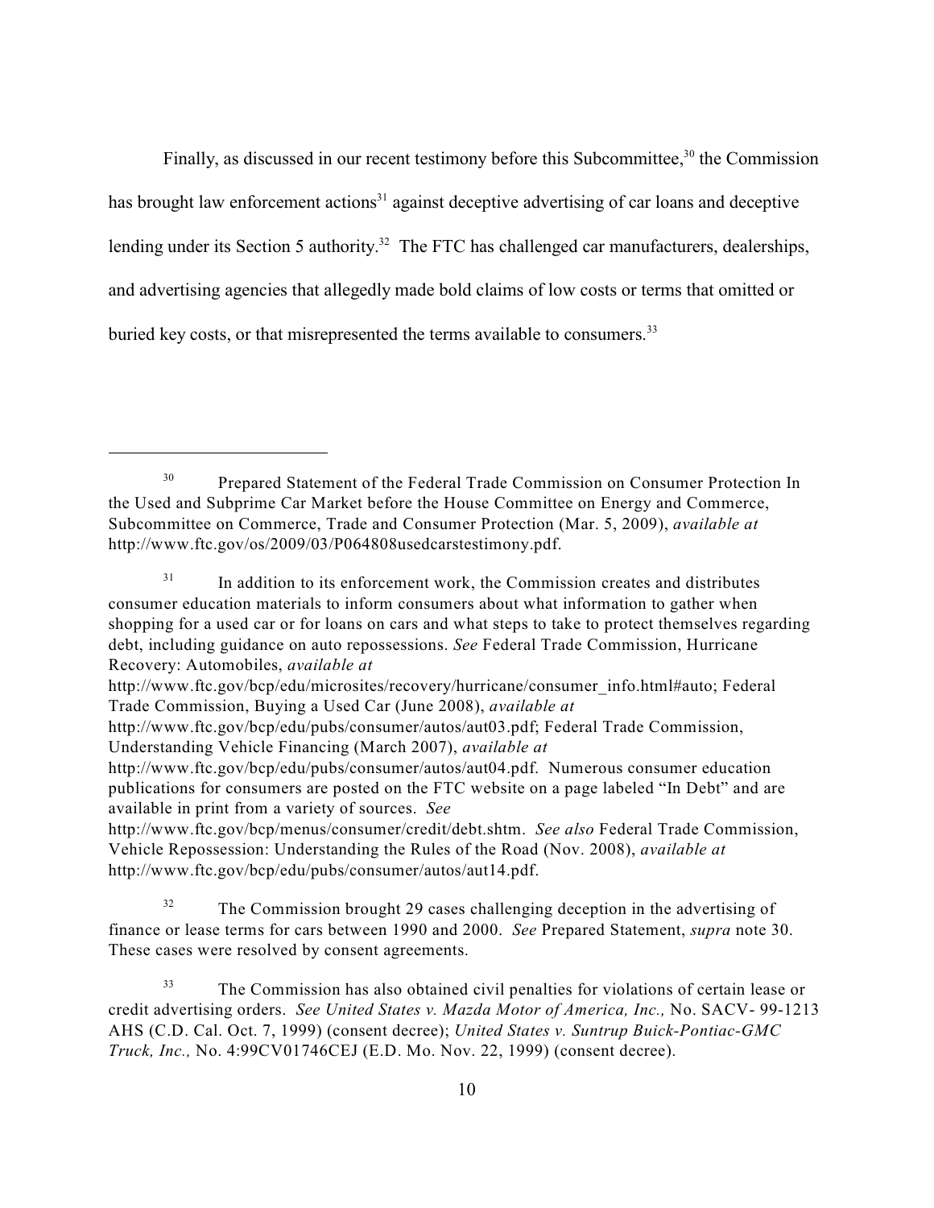Finally, as discussed in our recent testimony before this Subcommittee,[30] the Commission has brought law enforcement actions[31] against deceptive advertising of car loans and deceptive lending under its Section 5 authority.[32] The FTC has challenged car manufacturers, dealerships, and advertising agencies that allegedly made bold claims of low costs or terms that omitted or buried key costs, or that misrepresented the terms available to consumers.[33]

---

[30] Prepared Statement of the Federal Trade Commission on Consumer Protection In the Used and Subprime Car Market before the House Committee on Energy and Commerce, Subcommittee on Commerce, Trade and Consumer Protection (Mar. 5, 2009), *available at* http://www.ftc.gov/os/2009/03/P064808usedcarstestimony.pdf.

[31] In addition to its enforcement work, the Commission creates and distributes consumer education materials to inform consumers about what information to gather when shopping for a used car or for loans on cars and what steps to take to protect themselves regarding debt, including guidance on auto repossessions. *See* Federal Trade Commission, Hurricane Recovery: Automobiles, *available at* http://www.ftc.gov/bcp/edu/microsites/recovery/hurricane/consumer_info.html#auto; Federal Trade Commission, Buying a Used Car (June 2008), *available at* http://www.ftc.gov/bcp/edu/pubs/consumer/autos/aut03.pdf; Federal Trade Commission, Understanding Vehicle Financing (March 2007), *available at* http://www.ftc.gov/bcp/edu/pubs/consumer/autos/aut04.pdf. Numerous consumer education publications for consumers are posted on the FTC website on a page labeled "In Debt" and are available in print from a variety of sources. *See* http://www.ftc.gov/bcp/menus/consumer/credit/debt.shtm. *See also* Federal Trade Commission, Vehicle Repossession: Understanding the Rules of the Road (Nov. 2008), *available at* http://www.ftc.gov/bcp/edu/pubs/consumer/autos/aut14.pdf.

[32] The Commission brought 29 cases challenging deception in the advertising of finance or lease terms for cars between 1990 and 2000. *See* Prepared Statement, *supra* note 30. These cases were resolved by consent agreements.

[33] The Commission has also obtained civil penalties for violations of certain lease or credit advertising orders. *See United States v. Mazda Motor of America, Inc.,* No. SACV- 99-1213 AHS (C.D. Cal. Oct. 7, 1999) (consent decree); *United States v. Suntrup Buick-Pontiac-GMC Truck, Inc.,* No. 4:99CV01746CEJ (E.D. Mo. Nov. 22, 1999) (consent decree).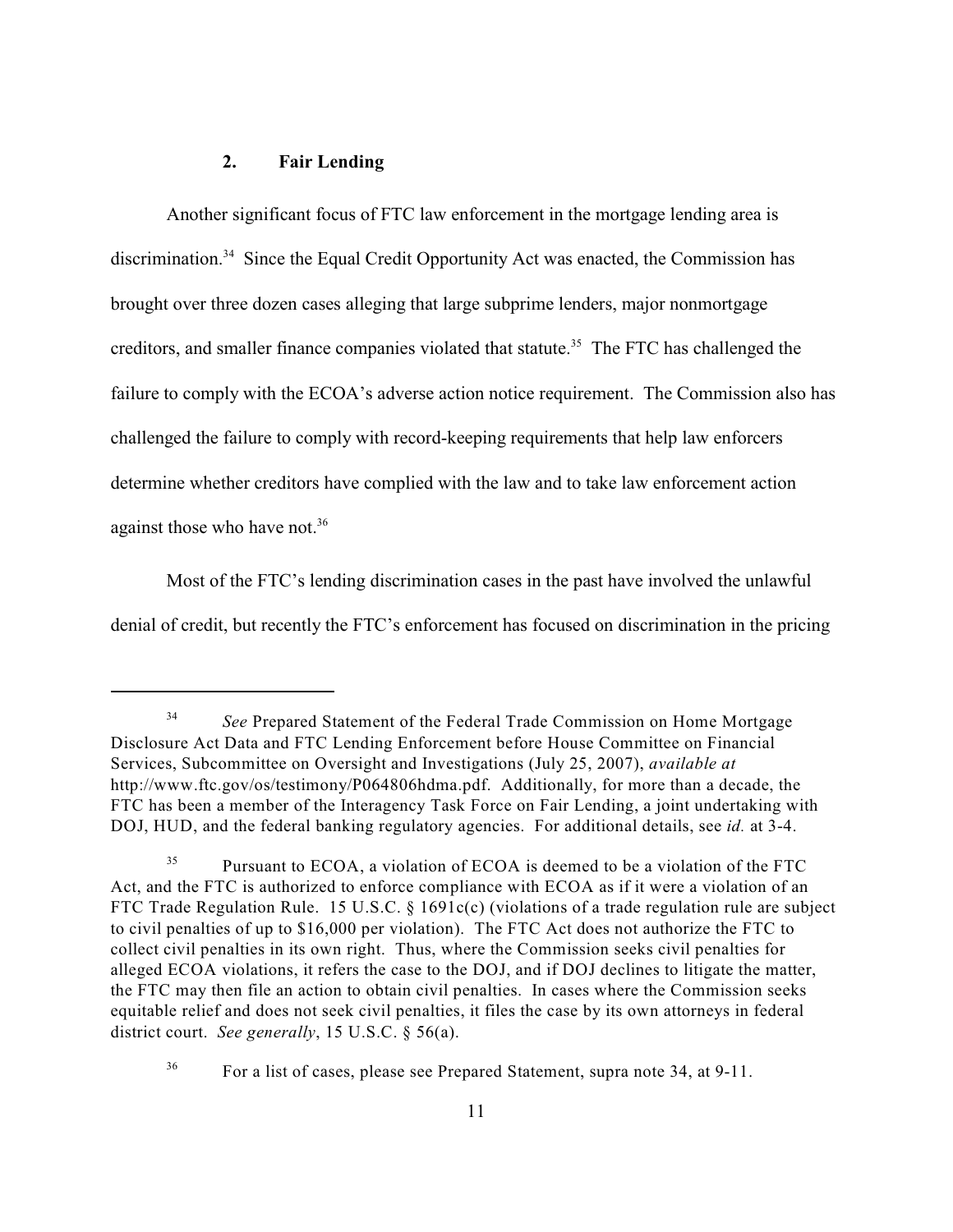### 2. Fair Lending

Another significant focus of FTC law enforcement in the mortgage lending area is discrimination.[34] Since the Equal Credit Opportunity Act was enacted, the Commission has brought over three dozen cases alleging that large subprime lenders, major nonmortgage creditors, and smaller finance companies violated that statute.[35] The FTC has challenged the failure to comply with the ECOA's adverse action notice requirement. The Commission also has challenged the failure to comply with record-keeping requirements that help law enforcers determine whether creditors have complied with the law and to take law enforcement action against those who have not.[36]

Most of the FTC's lending discrimination cases in the past have involved the unlawful denial of credit, but recently the FTC's enforcement has focused on discrimination in the pricing

---

[34] *See* Prepared Statement of the Federal Trade Commission on Home Mortgage Disclosure Act Data and FTC Lending Enforcement before House Committee on Financial Services, Subcommittee on Oversight and Investigations (July 25, 2007), *available at* http://www.ftc.gov/os/testimony/P064806hdma.pdf. Additionally, for more than a decade, the FTC has been a member of the Interagency Task Force on Fair Lending, a joint undertaking with DOJ, HUD, and the federal banking regulatory agencies. For additional details, see *id.* at 3-4.

[35] Pursuant to ECOA, a violation of ECOA is deemed to be a violation of the FTC Act, and the FTC is authorized to enforce compliance with ECOA as if it were a violation of an FTC Trade Regulation Rule. 15 U.S.C. § 1691c(c) (violations of a trade regulation rule are subject to civil penalties of up to $16,000 per violation). The FTC Act does not authorize the FTC to collect civil penalties in its own right. Thus, where the Commission seeks civil penalties for alleged ECOA violations, it refers the case to the DOJ, and if DOJ declines to litigate the matter, the FTC may then file an action to obtain civil penalties. In cases where the Commission seeks equitable relief and does not seek civil penalties, it files the case by its own attorneys in federal district court. *See generally*, 15 U.S.C. § 56(a).

[36] For a list of cases, please see Prepared Statement, supra note 34, at 9-11.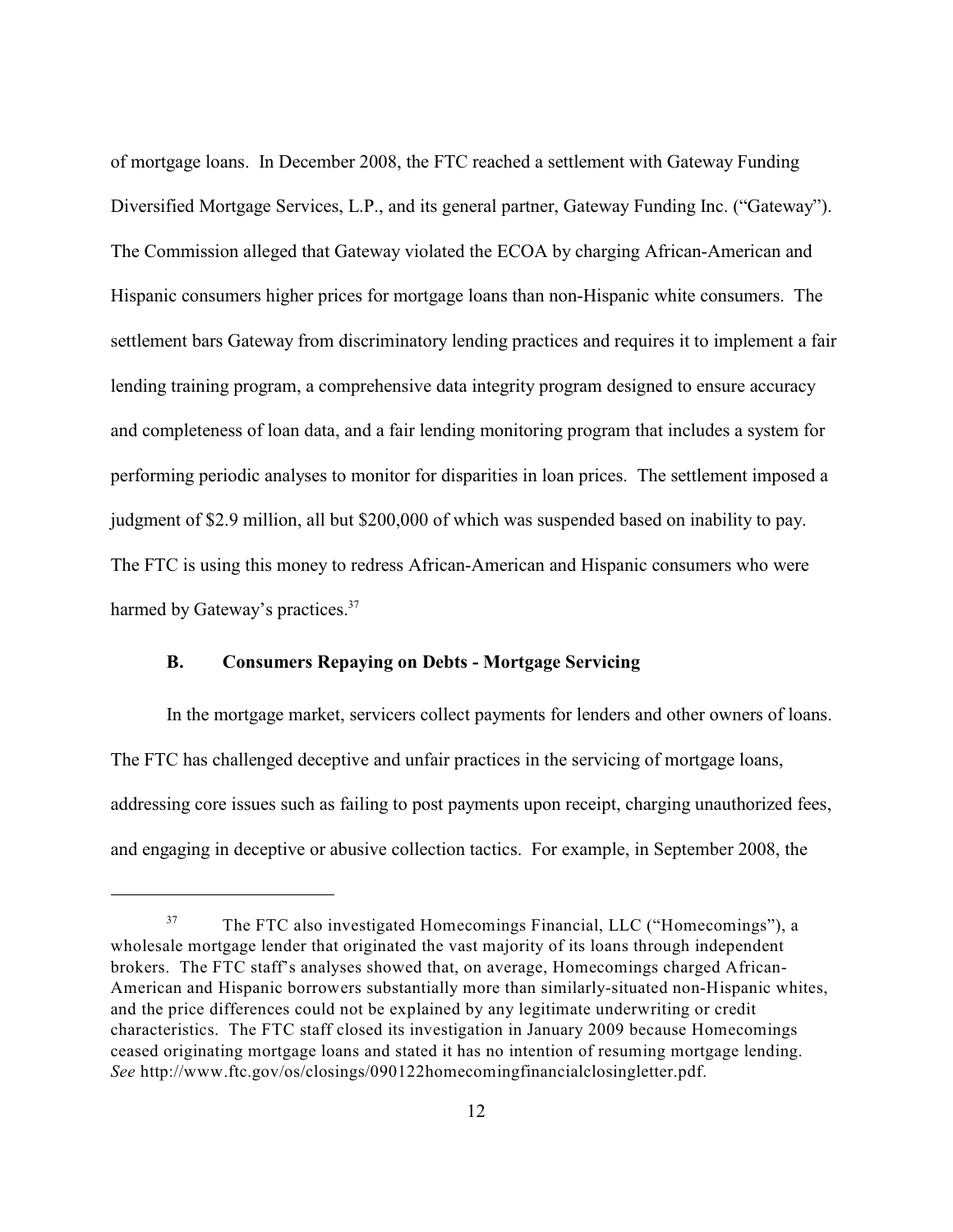of mortgage loans. In December 2008, the FTC reached a settlement with Gateway Funding Diversified Mortgage Services, L.P., and its general partner, Gateway Funding Inc. ("Gateway"). The Commission alleged that Gateway violated the ECOA by charging African-American and Hispanic consumers higher prices for mortgage loans than non-Hispanic white consumers. The settlement bars Gateway from discriminatory lending practices and requires it to implement a fair lending training program, a comprehensive data integrity program designed to ensure accuracy and completeness of loan data, and a fair lending monitoring program that includes a system for performing periodic analyses to monitor for disparities in loan prices. The settlement imposed a judgment of $2.9 million, all but $200,000 of which was suspended based on inability to pay. The FTC is using this money to redress African-American and Hispanic consumers who were harmed by Gateway's practices.[37]

### B. Consumers Repaying on Debts - Mortgage Servicing

In the mortgage market, servicers collect payments for lenders and other owners of loans. The FTC has challenged deceptive and unfair practices in the servicing of mortgage loans, addressing core issues such as failing to post payments upon receipt, charging unauthorized fees, and engaging in deceptive or abusive collection tactics. For example, in September 2008, the

---

[37] The FTC also investigated Homecomings Financial, LLC ("Homecomings"), a wholesale mortgage lender that originated the vast majority of its loans through independent brokers. The FTC staff's analyses showed that, on average, Homecomings charged African-American and Hispanic borrowers substantially more than similarly-situated non-Hispanic whites, and the price differences could not be explained by any legitimate underwriting or credit characteristics. The FTC staff closed its investigation in January 2009 because Homecomings ceased originating mortgage loans and stated it has no intention of resuming mortgage lending. *See* http://www.ftc.gov/os/closings/090122homecomingfinancialclosingletter.pdf.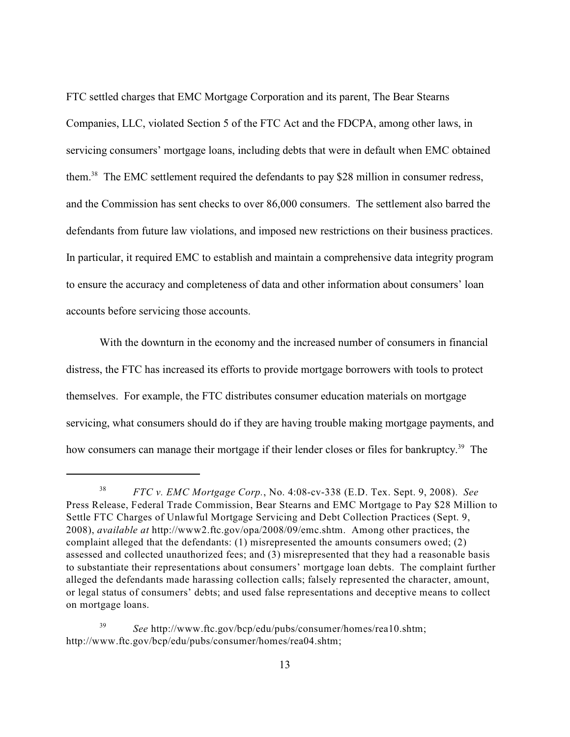FTC settled charges that EMC Mortgage Corporation and its parent, The Bear Stearns Companies, LLC, violated Section 5 of the FTC Act and the FDCPA, among other laws, in servicing consumers' mortgage loans, including debts that were in default when EMC obtained them.[38] The EMC settlement required the defendants to pay $28 million in consumer redress, and the Commission has sent checks to over 86,000 consumers. The settlement also barred the defendants from future law violations, and imposed new restrictions on their business practices. In particular, it required EMC to establish and maintain a comprehensive data integrity program to ensure the accuracy and completeness of data and other information about consumers' loan accounts before servicing those accounts.

With the downturn in the economy and the increased number of consumers in financial distress, the FTC has increased its efforts to provide mortgage borrowers with tools to protect themselves. For example, the FTC distributes consumer education materials on mortgage servicing, what consumers should do if they are having trouble making mortgage payments, and how consumers can manage their mortgage if their lender closes or files for bankruptcy.[39] The

---

[38] *FTC v. EMC Mortgage Corp.*, No. 4:08-cv-338 (E.D. Tex. Sept. 9, 2008). *See* Press Release, Federal Trade Commission, Bear Stearns and EMC Mortgage to Pay $28 Million to Settle FTC Charges of Unlawful Mortgage Servicing and Debt Collection Practices (Sept. 9, 2008), *available at* http://www2.ftc.gov/opa/2008/09/emc.shtm. Among other practices, the complaint alleged that the defendants: (1) misrepresented the amounts consumers owed; (2) assessed and collected unauthorized fees; and (3) misrepresented that they had a reasonable basis to substantiate their representations about consumers' mortgage loan debts. The complaint further alleged the defendants made harassing collection calls; falsely represented the character, amount, or legal status of consumers' debts; and used false representations and deceptive means to collect on mortgage loans.

[39] *See* http://www.ftc.gov/bcp/edu/pubs/consumer/homes/rea10.shtm; http://www.ftc.gov/bcp/edu/pubs/consumer/homes/rea04.shtm;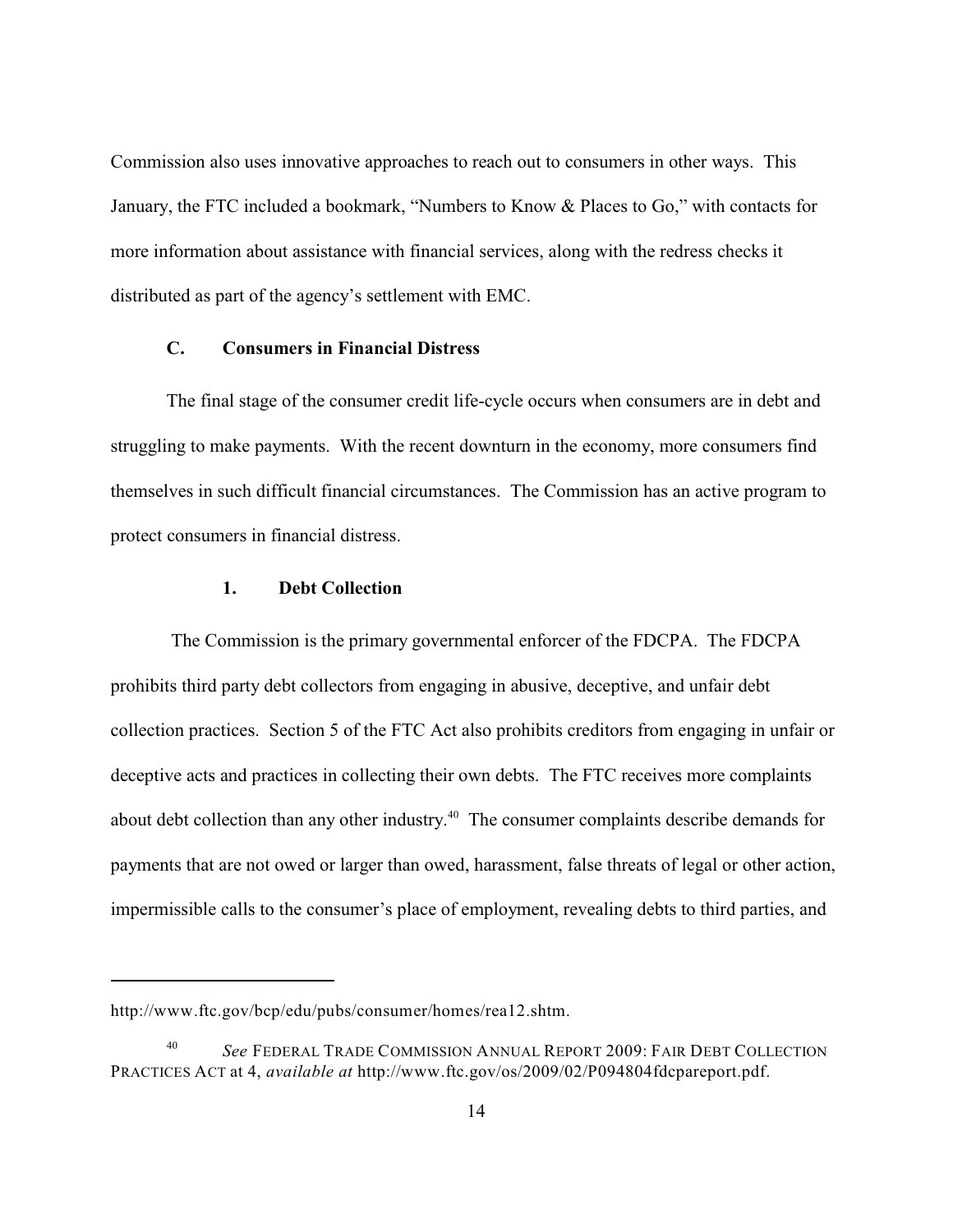Commission also uses innovative approaches to reach out to consumers in other ways. This January, the FTC included a bookmark, "Numbers to Know & Places to Go," with contacts for more information about assistance with financial services, along with the redress checks it distributed as part of the agency's settlement with EMC.

### C. Consumers in Financial Distress

The final stage of the consumer credit life-cycle occurs when consumers are in debt and struggling to make payments. With the recent downturn in the economy, more consumers find themselves in such difficult financial circumstances. The Commission has an active program to protect consumers in financial distress.

#### 1. Debt Collection

The Commission is the primary governmental enforcer of the FDCPA. The FDCPA prohibits third party debt collectors from engaging in abusive, deceptive, and unfair debt collection practices. Section 5 of the FTC Act also prohibits creditors from engaging in unfair or deceptive acts and practices in collecting their own debts. The FTC receives more complaints about debt collection than any other industry.[40] The consumer complaints describe demands for payments that are not owed or larger than owed, harassment, false threats of legal or other action, impermissible calls to the consumer's place of employment, revealing debts to third parties, and

---

http://www.ftc.gov/bcp/edu/pubs/consumer/homes/rea12.shtm.

[40] *See* FEDERAL TRADE COMMISSION ANNUAL REPORT 2009: FAIR DEBT COLLECTION PRACTICES ACT at 4, *available at* http://www.ftc.gov/os/2009/02/P094804fdcpareport.pdf.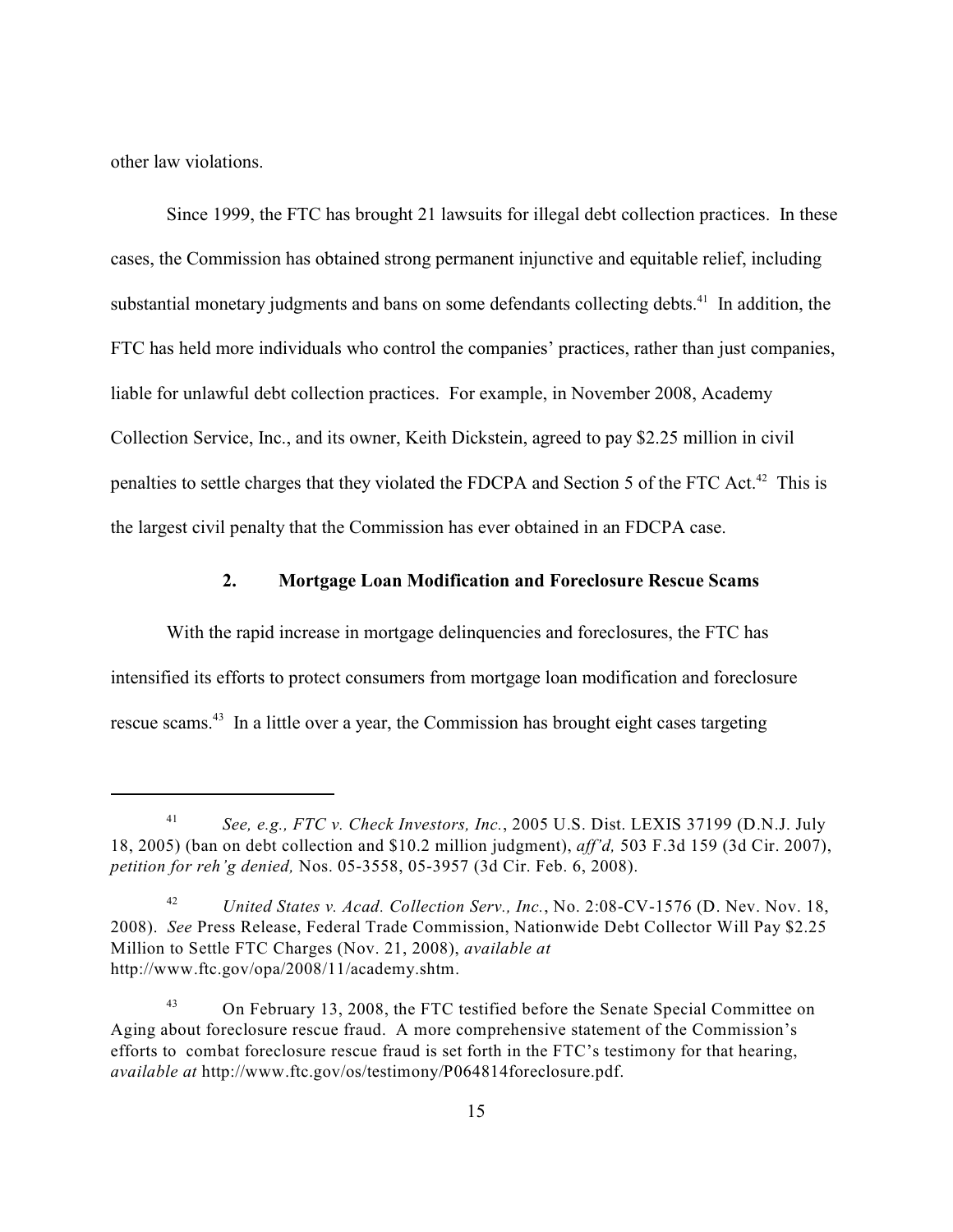other law violations.

Since 1999, the FTC has brought 21 lawsuits for illegal debt collection practices. In these cases, the Commission has obtained strong permanent injunctive and equitable relief, including substantial monetary judgments and bans on some defendants collecting debts.[41] In addition, the FTC has held more individuals who control the companies' practices, rather than just companies, liable for unlawful debt collection practices. For example, in November 2008, Academy Collection Service, Inc., and its owner, Keith Dickstein, agreed to pay $2.25 million in civil penalties to settle charges that they violated the FDCPA and Section 5 of the FTC Act.[42] This is the largest civil penalty that the Commission has ever obtained in an FDCPA case.

### 2. Mortgage Loan Modification and Foreclosure Rescue Scams

With the rapid increase in mortgage delinquencies and foreclosures, the FTC has intensified its efforts to protect consumers from mortgage loan modification and foreclosure rescue scams.[43] In a little over a year, the Commission has brought eight cases targeting

---

[41] *See, e.g., FTC v. Check Investors, Inc.*, 2005 U.S. Dist. LEXIS 37199 (D.N.J. July 18, 2005) (ban on debt collection and $10.2 million judgment), *aff'd,* 503 F.3d 159 (3d Cir. 2007), *petition for reh'g denied,* Nos. 05-3558, 05-3957 (3d Cir. Feb. 6, 2008).

[42] *United States v. Acad. Collection Serv., Inc.*, No. 2:08-CV-1576 (D. Nev. Nov. 18, 2008). *See* Press Release, Federal Trade Commission, Nationwide Debt Collector Will Pay $2.25 Million to Settle FTC Charges (Nov. 21, 2008), *available at* http://www.ftc.gov/opa/2008/11/academy.shtm.

[43] On February 13, 2008, the FTC testified before the Senate Special Committee on Aging about foreclosure rescue fraud. A more comprehensive statement of the Commission's efforts to combat foreclosure rescue fraud is set forth in the FTC's testimony for that hearing, *available at* http://www.ftc.gov/os/testimony/P064814foreclosure.pdf.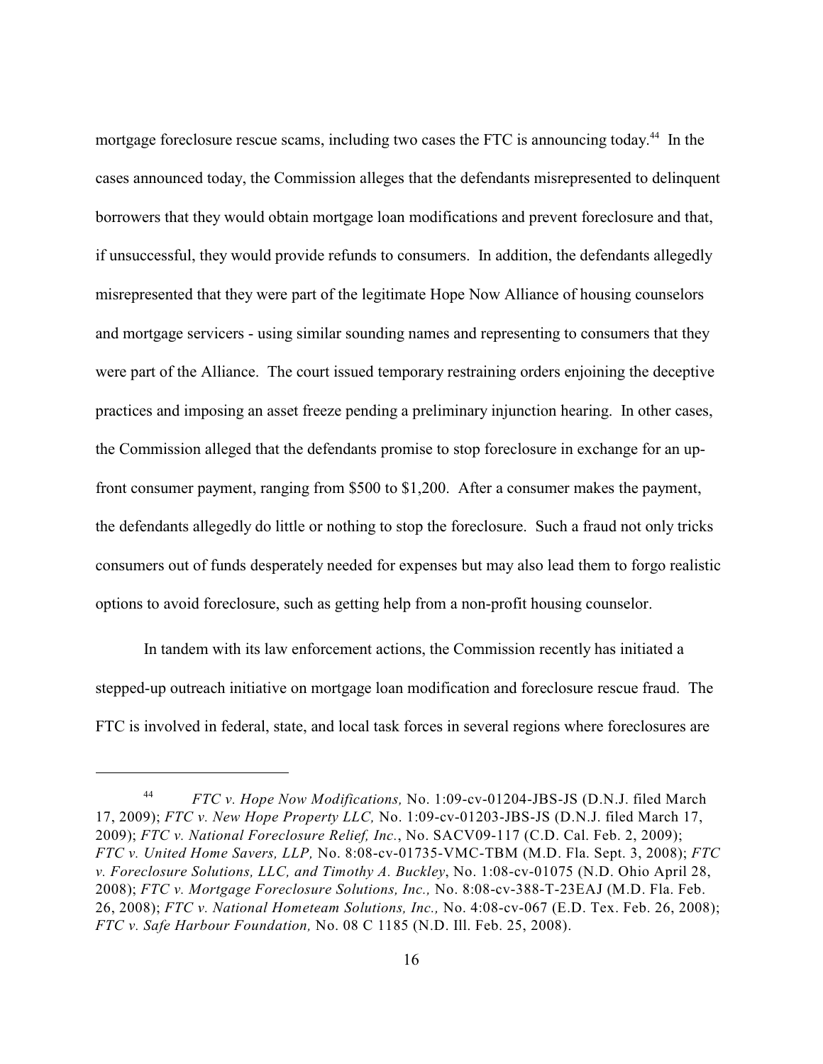mortgage foreclosure rescue scams, including two cases the FTC is announcing today.[44] In the cases announced today, the Commission alleges that the defendants misrepresented to delinquent borrowers that they would obtain mortgage loan modifications and prevent foreclosure and that, if unsuccessful, they would provide refunds to consumers. In addition, the defendants allegedly misrepresented that they were part of the legitimate Hope Now Alliance of housing counselors and mortgage servicers - using similar sounding names and representing to consumers that they were part of the Alliance. The court issued temporary restraining orders enjoining the deceptive practices and imposing an asset freeze pending a preliminary injunction hearing. In other cases, the Commission alleged that the defendants promise to stop foreclosure in exchange for an up-front consumer payment, ranging from $500 to $1,200. After a consumer makes the payment, the defendants allegedly do little or nothing to stop the foreclosure. Such a fraud not only tricks consumers out of funds desperately needed for expenses but may also lead them to forgo realistic options to avoid foreclosure, such as getting help from a non-profit housing counselor.

In tandem with its law enforcement actions, the Commission recently has initiated a stepped-up outreach initiative on mortgage loan modification and foreclosure rescue fraud. The FTC is involved in federal, state, and local task forces in several regions where foreclosures are

---

[44] *FTC v. Hope Now Modifications,* No. 1:09-cv-01204-JBS-JS (D.N.J. filed March 17, 2009); *FTC v. New Hope Property LLC,* No. 1:09-cv-01203-JBS-JS (D.N.J. filed March 17, 2009); *FTC v. National Foreclosure Relief, Inc.*, No. SACV09-117 (C.D. Cal. Feb. 2, 2009); *FTC v. United Home Savers, LLP,* No. 8:08-cv-01735-VMC-TBM (M.D. Fla. Sept. 3, 2008); *FTC v. Foreclosure Solutions, LLC, and Timothy A. Buckley*, No. 1:08-cv-01075 (N.D. Ohio April 28, 2008); *FTC v. Mortgage Foreclosure Solutions, Inc.,* No. 8:08-cv-388-T-23EAJ (M.D. Fla. Feb. 26, 2008); *FTC v. National Hometeam Solutions, Inc.,* No. 4:08-cv-067 (E.D. Tex. Feb. 26, 2008); *FTC v. Safe Harbour Foundation,* No. 08 C 1185 (N.D. Ill. Feb. 25, 2008).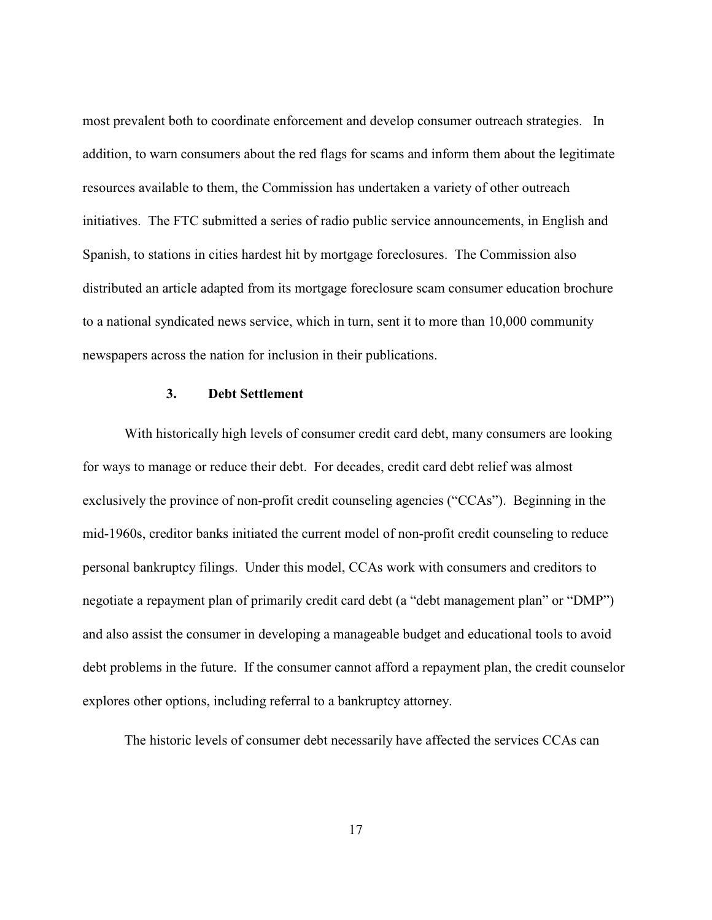most prevalent both to coordinate enforcement and develop consumer outreach strategies. In addition, to warn consumers about the red flags for scams and inform them about the legitimate resources available to them, the Commission has undertaken a variety of other outreach initiatives. The FTC submitted a series of radio public service announcements, in English and Spanish, to stations in cities hardest hit by mortgage foreclosures. The Commission also distributed an article adapted from its mortgage foreclosure scam consumer education brochure to a national syndicated news service, which in turn, sent it to more than 10,000 community newspapers across the nation for inclusion in their publications.

### 3. Debt Settlement

With historically high levels of consumer credit card debt, many consumers are looking for ways to manage or reduce their debt. For decades, credit card debt relief was almost exclusively the province of non-profit credit counseling agencies ("CCAs"). Beginning in the mid-1960s, creditor banks initiated the current model of non-profit credit counseling to reduce personal bankruptcy filings. Under this model, CCAs work with consumers and creditors to negotiate a repayment plan of primarily credit card debt (a "debt management plan" or "DMP") and also assist the consumer in developing a manageable budget and educational tools to avoid debt problems in the future. If the consumer cannot afford a repayment plan, the credit counselor explores other options, including referral to a bankruptcy attorney.

The historic levels of consumer debt necessarily have affected the services CCAs can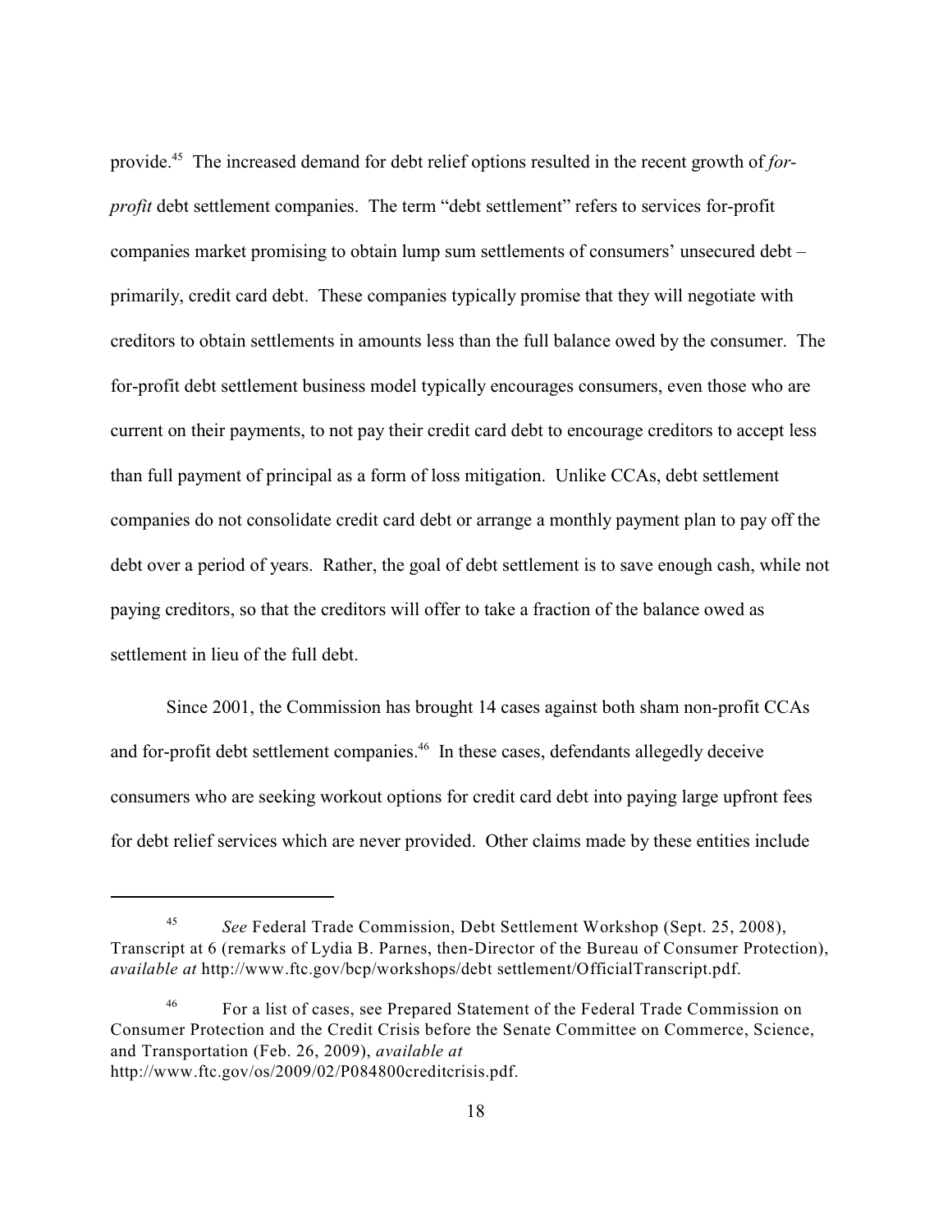provide.[45] The increased demand for debt relief options resulted in the recent growth of *for-profit* debt settlement companies. The term "debt settlement" refers to services for-profit companies market promising to obtain lump sum settlements of consumers' unsecured debt – primarily, credit card debt. These companies typically promise that they will negotiate with creditors to obtain settlements in amounts less than the full balance owed by the consumer. The for-profit debt settlement business model typically encourages consumers, even those who are current on their payments, to not pay their credit card debt to encourage creditors to accept less than full payment of principal as a form of loss mitigation. Unlike CCAs, debt settlement companies do not consolidate credit card debt or arrange a monthly payment plan to pay off the debt over a period of years. Rather, the goal of debt settlement is to save enough cash, while not paying creditors, so that the creditors will offer to take a fraction of the balance owed as settlement in lieu of the full debt.

Since 2001, the Commission has brought 14 cases against both sham non-profit CCAs and for-profit debt settlement companies.[46] In these cases, defendants allegedly deceive consumers who are seeking workout options for credit card debt into paying large upfront fees for debt relief services which are never provided. Other claims made by these entities include

---

[45] *See* Federal Trade Commission, Debt Settlement Workshop (Sept. 25, 2008), Transcript at 6 (remarks of Lydia B. Parnes, then-Director of the Bureau of Consumer Protection), *available at* http://www.ftc.gov/bcp/workshops/debt settlement/OfficialTranscript.pdf.

[46] For a list of cases, see Prepared Statement of the Federal Trade Commission on Consumer Protection and the Credit Crisis before the Senate Committee on Commerce, Science, and Transportation (Feb. 26, 2009), *available at* http://www.ftc.gov/os/2009/02/P084800creditcrisis.pdf.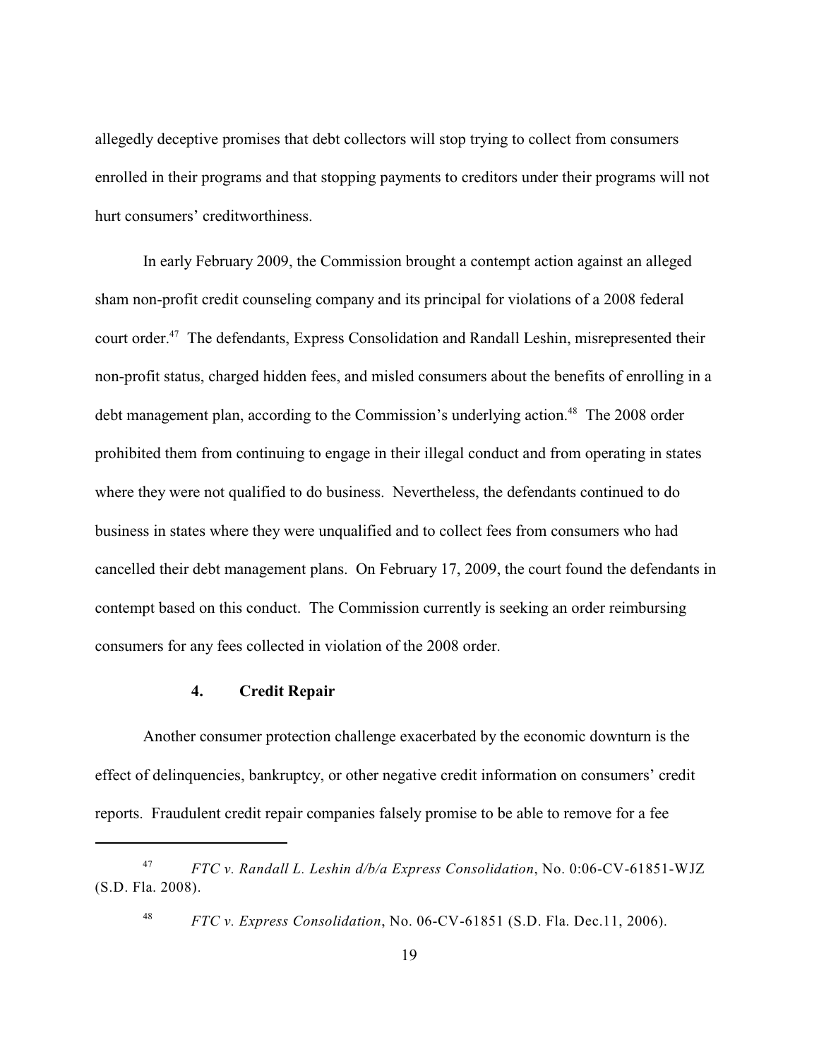allegedly deceptive promises that debt collectors will stop trying to collect from consumers enrolled in their programs and that stopping payments to creditors under their programs will not hurt consumers' creditworthiness.

In early February 2009, the Commission brought a contempt action against an alleged sham non-profit credit counseling company and its principal for violations of a 2008 federal court order.[47] The defendants, Express Consolidation and Randall Leshin, misrepresented their non-profit status, charged hidden fees, and misled consumers about the benefits of enrolling in a debt management plan, according to the Commission's underlying action.[48] The 2008 order prohibited them from continuing to engage in their illegal conduct and from operating in states where they were not qualified to do business. Nevertheless, the defendants continued to do business in states where they were unqualified and to collect fees from consumers who had cancelled their debt management plans. On February 17, 2009, the court found the defendants in contempt based on this conduct. The Commission currently is seeking an order reimbursing consumers for any fees collected in violation of the 2008 order.

#### 4. Credit Repair

Another consumer protection challenge exacerbated by the economic downturn is the effect of delinquencies, bankruptcy, or other negative credit information on consumers' credit reports. Fraudulent credit repair companies falsely promise to be able to remove for a fee

---

[47] *FTC v. Randall L. Leshin d/b/a Express Consolidation*, No. 0:06-CV-61851-WJZ (S.D. Fla. 2008).

[48] *FTC v. Express Consolidation*, No. 06-CV-61851 (S.D. Fla. Dec.11, 2006).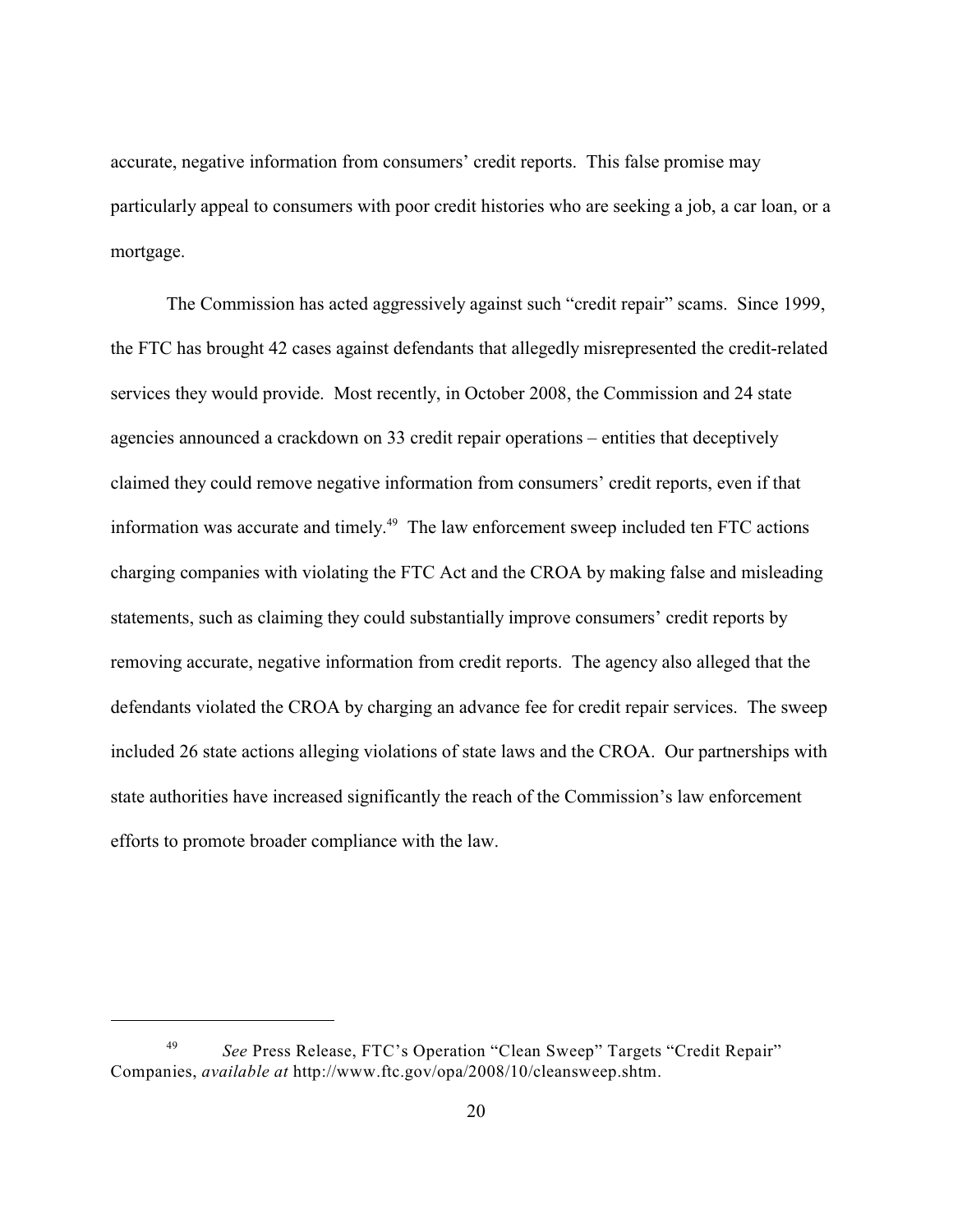accurate, negative information from consumers' credit reports. This false promise may particularly appeal to consumers with poor credit histories who are seeking a job, a car loan, or a mortgage.

The Commission has acted aggressively against such "credit repair" scams. Since 1999, the FTC has brought 42 cases against defendants that allegedly misrepresented the credit-related services they would provide. Most recently, in October 2008, the Commission and 24 state agencies announced a crackdown on 33 credit repair operations – entities that deceptively claimed they could remove negative information from consumers' credit reports, even if that information was accurate and timely.[49] The law enforcement sweep included ten FTC actions charging companies with violating the FTC Act and the CROA by making false and misleading statements, such as claiming they could substantially improve consumers' credit reports by removing accurate, negative information from credit reports. The agency also alleged that the defendants violated the CROA by charging an advance fee for credit repair services. The sweep included 26 state actions alleging violations of state laws and the CROA. Our partnerships with state authorities have increased significantly the reach of the Commission's law enforcement efforts to promote broader compliance with the law.

---

[49] *See* Press Release, FTC's Operation "Clean Sweep" Targets "Credit Repair" Companies, *available at* http://www.ftc.gov/opa/2008/10/cleansweep.shtm.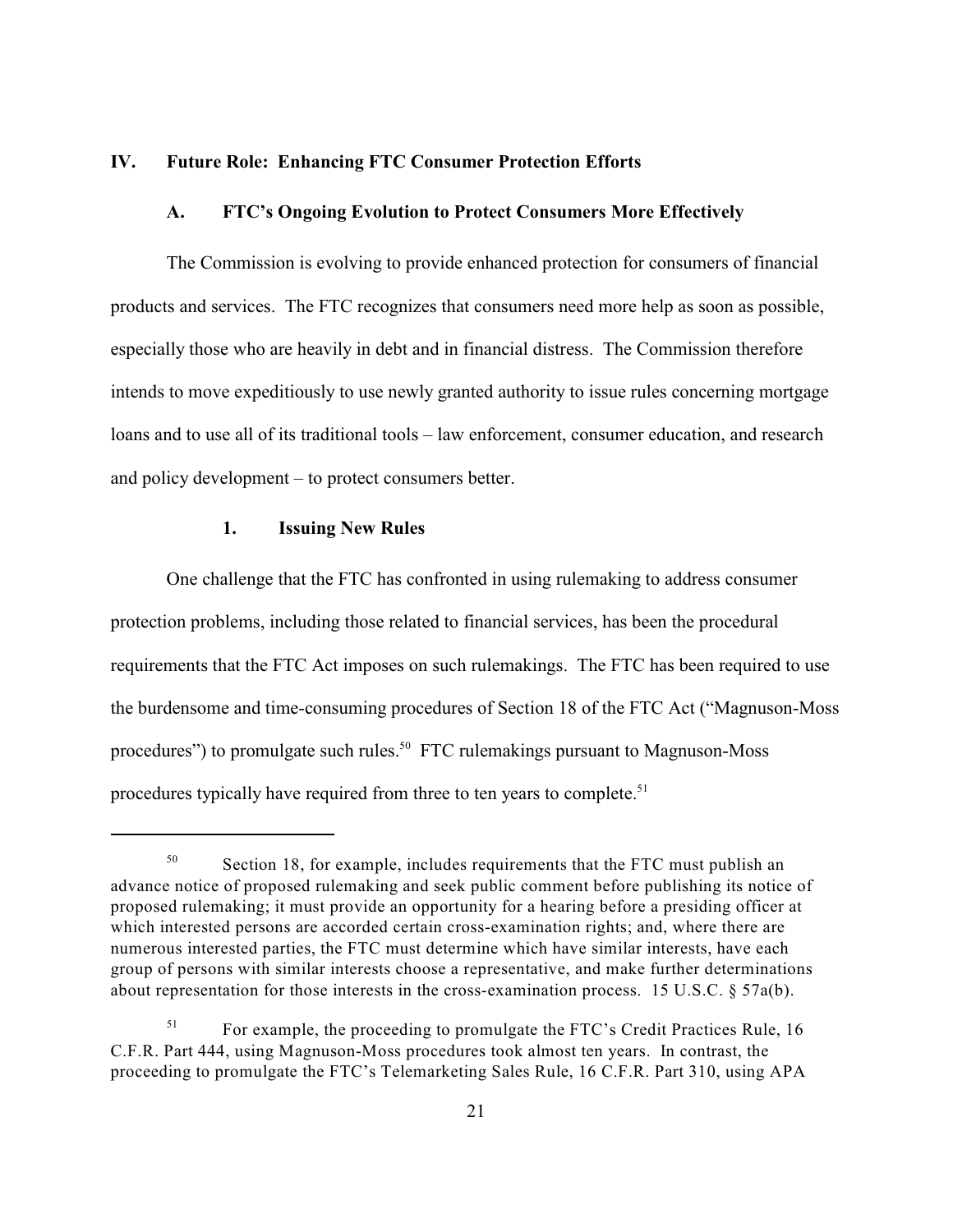## IV. Future Role: Enhancing FTC Consumer Protection Efforts

### A. FTC's Ongoing Evolution to Protect Consumers More Effectively

The Commission is evolving to provide enhanced protection for consumers of financial products and services. The FTC recognizes that consumers need more help as soon as possible, especially those who are heavily in debt and in financial distress. The Commission therefore intends to move expeditiously to use newly granted authority to issue rules concerning mortgage loans and to use all of its traditional tools – law enforcement, consumer education, and research and policy development – to protect consumers better.

#### 1. Issuing New Rules

One challenge that the FTC has confronted in using rulemaking to address consumer protection problems, including those related to financial services, has been the procedural requirements that the FTC Act imposes on such rulemakings. The FTC has been required to use the burdensome and time-consuming procedures of Section 18 of the FTC Act ("Magnuson-Moss procedures") to promulgate such rules.[50] FTC rulemakings pursuant to Magnuson-Moss procedures typically have required from three to ten years to complete.[51]

---

[50] Section 18, for example, includes requirements that the FTC must publish an advance notice of proposed rulemaking and seek public comment before publishing its notice of proposed rulemaking; it must provide an opportunity for a hearing before a presiding officer at which interested persons are accorded certain cross-examination rights; and, where there are numerous interested parties, the FTC must determine which have similar interests, have each group of persons with similar interests choose a representative, and make further determinations about representation for those interests in the cross-examination process. 15 U.S.C. § 57a(b).

[51] For example, the proceeding to promulgate the FTC's Credit Practices Rule, 16 C.F.R. Part 444, using Magnuson-Moss procedures took almost ten years. In contrast, the proceeding to promulgate the FTC's Telemarketing Sales Rule, 16 C.F.R. Part 310, using APA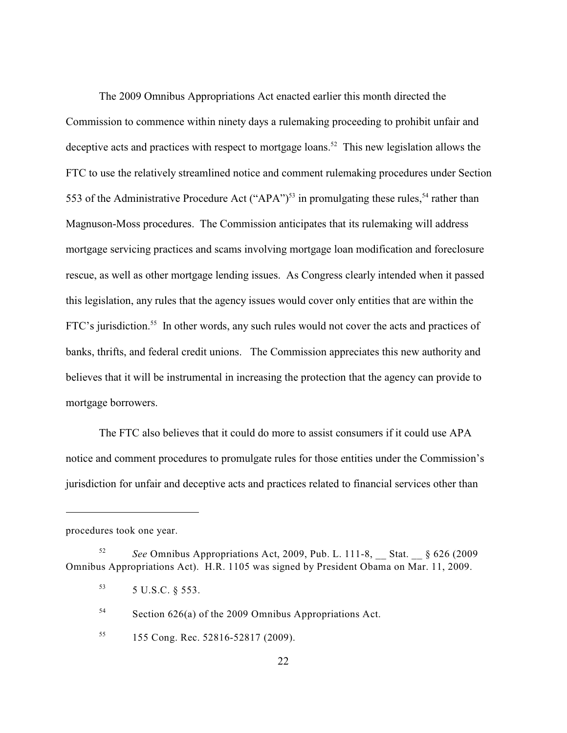The 2009 Omnibus Appropriations Act enacted earlier this month directed the Commission to commence within ninety days a rulemaking proceeding to prohibit unfair and deceptive acts and practices with respect to mortgage loans.[52] This new legislation allows the FTC to use the relatively streamlined notice and comment rulemaking procedures under Section 553 of the Administrative Procedure Act ("APA")[53] in promulgating these rules,[54] rather than Magnuson-Moss procedures. The Commission anticipates that its rulemaking will address mortgage servicing practices and scams involving mortgage loan modification and foreclosure rescue, as well as other mortgage lending issues. As Congress clearly intended when it passed this legislation, any rules that the agency issues would cover only entities that are within the FTC's jurisdiction.[55] In other words, any such rules would not cover the acts and practices of banks, thrifts, and federal credit unions. The Commission appreciates this new authority and believes that it will be instrumental in increasing the protection that the agency can provide to mortgage borrowers.

The FTC also believes that it could do more to assist consumers if it could use APA notice and comment procedures to promulgate rules for those entities under the Commission's jurisdiction for unfair and deceptive acts and practices related to financial services other than

---

procedures took one year.

[52] *See* Omnibus Appropriations Act, 2009, Pub. L. 111-8, __ Stat. __ § 626 (2009 Omnibus Appropriations Act). H.R. 1105 was signed by President Obama on Mar. 11, 2009.

[53] 5 U.S.C. § 553.

[54] Section 626(a) of the 2009 Omnibus Appropriations Act.

[55] 155 Cong. Rec. 52816-52817 (2009).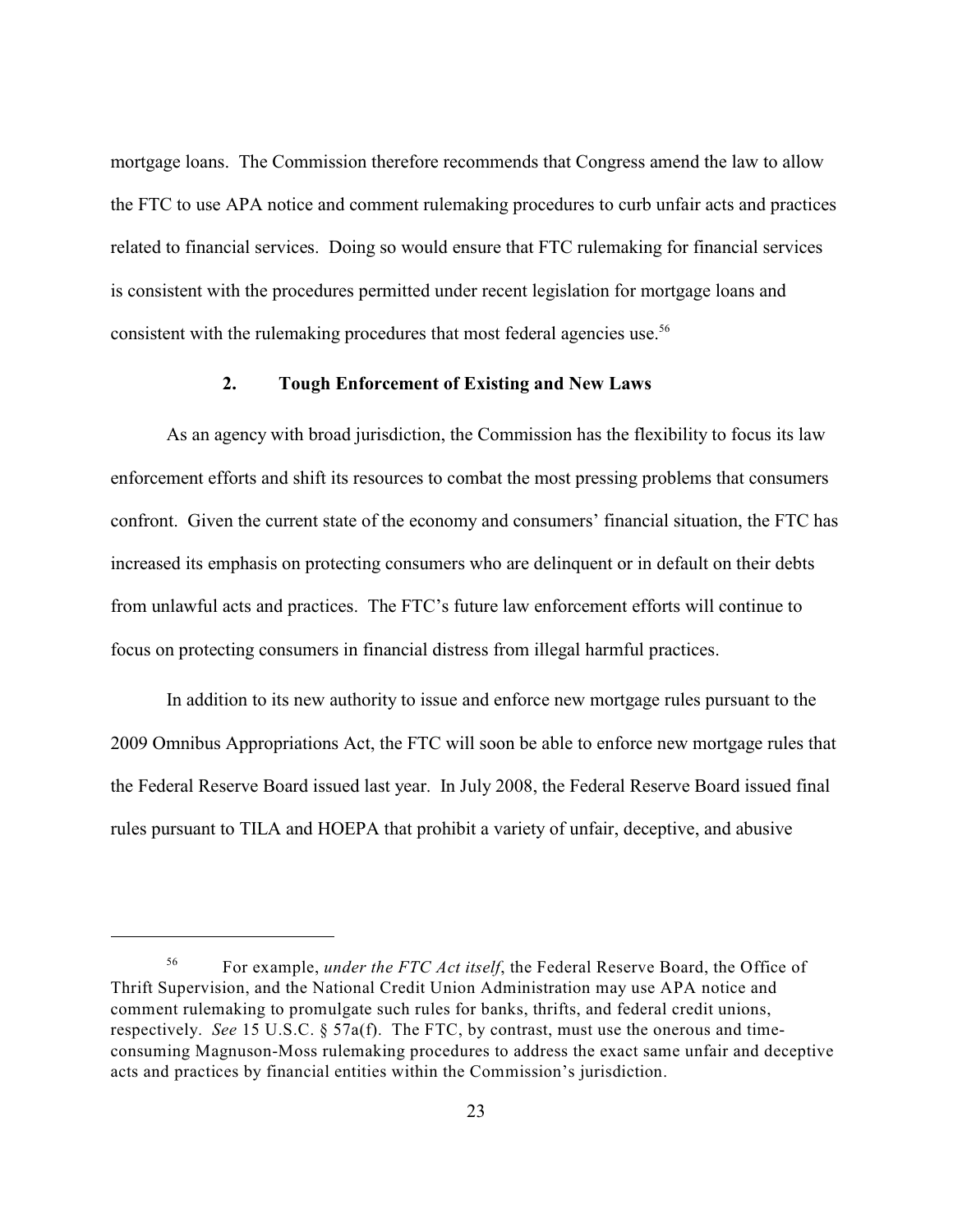mortgage loans. The Commission therefore recommends that Congress amend the law to allow the FTC to use APA notice and comment rulemaking procedures to curb unfair acts and practices related to financial services. Doing so would ensure that FTC rulemaking for financial services is consistent with the procedures permitted under recent legislation for mortgage loans and consistent with the rulemaking procedures that most federal agencies use.[56]

### 2. Tough Enforcement of Existing and New Laws

As an agency with broad jurisdiction, the Commission has the flexibility to focus its law enforcement efforts and shift its resources to combat the most pressing problems that consumers confront. Given the current state of the economy and consumers' financial situation, the FTC has increased its emphasis on protecting consumers who are delinquent or in default on their debts from unlawful acts and practices. The FTC's future law enforcement efforts will continue to focus on protecting consumers in financial distress from illegal harmful practices.

In addition to its new authority to issue and enforce new mortgage rules pursuant to the 2009 Omnibus Appropriations Act, the FTC will soon be able to enforce new mortgage rules that the Federal Reserve Board issued last year. In July 2008, the Federal Reserve Board issued final rules pursuant to TILA and HOEPA that prohibit a variety of unfair, deceptive, and abusive

---

[56] For example, *under the FTC Act itself*, the Federal Reserve Board, the Office of Thrift Supervision, and the National Credit Union Administration may use APA notice and comment rulemaking to promulgate such rules for banks, thrifts, and federal credit unions, respectively. *See* 15 U.S.C. § 57a(f). The FTC, by contrast, must use the onerous and time-consuming Magnuson-Moss rulemaking procedures to address the exact same unfair and deceptive acts and practices by financial entities within the Commission's jurisdiction.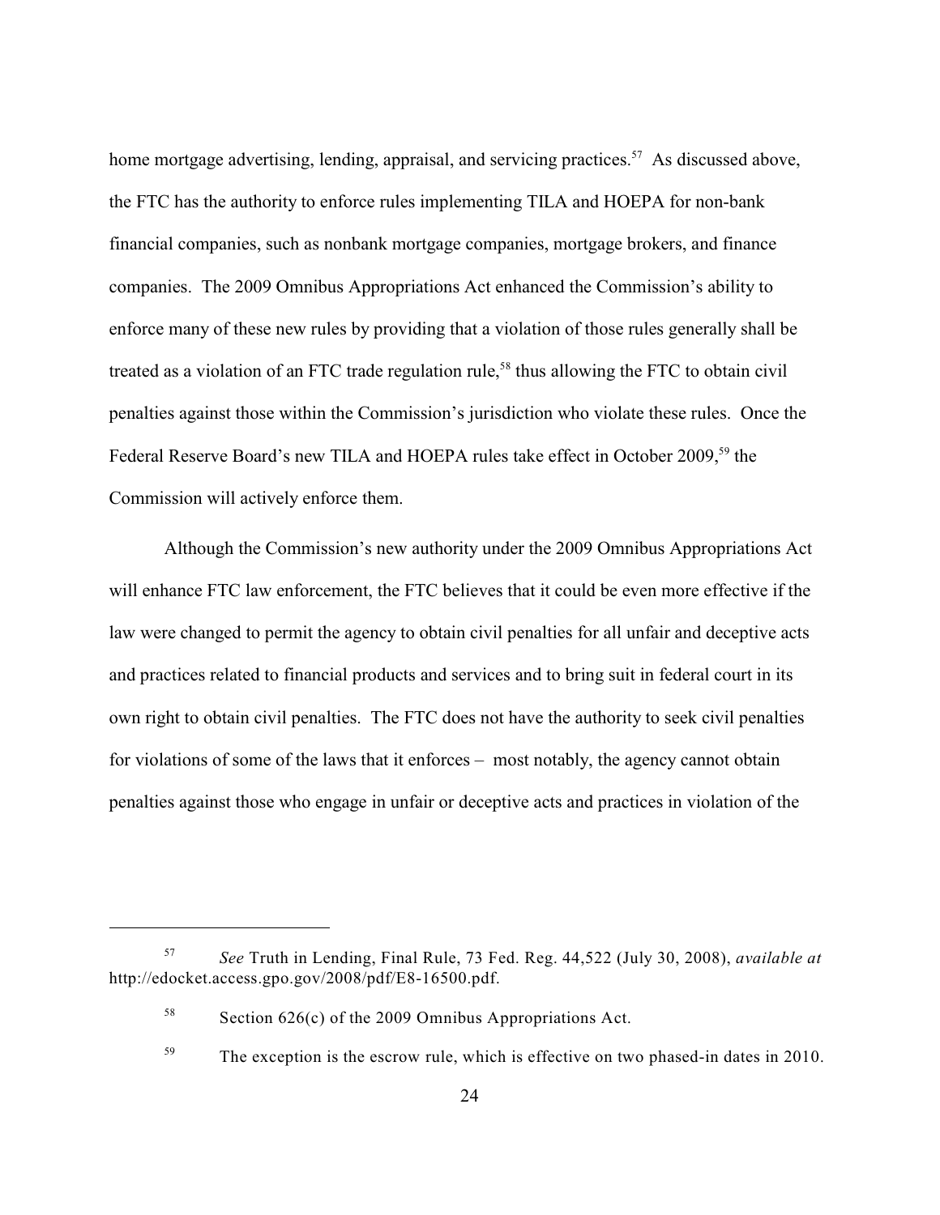home mortgage advertising, lending, appraisal, and servicing practices.[57] As discussed above, the FTC has the authority to enforce rules implementing TILA and HOEPA for non-bank financial companies, such as nonbank mortgage companies, mortgage brokers, and finance companies. The 2009 Omnibus Appropriations Act enhanced the Commission's ability to enforce many of these new rules by providing that a violation of those rules generally shall be treated as a violation of an FTC trade regulation rule,[58] thus allowing the FTC to obtain civil penalties against those within the Commission's jurisdiction who violate these rules. Once the Federal Reserve Board's new TILA and HOEPA rules take effect in October 2009,[59] the Commission will actively enforce them.

Although the Commission's new authority under the 2009 Omnibus Appropriations Act will enhance FTC law enforcement, the FTC believes that it could be even more effective if the law were changed to permit the agency to obtain civil penalties for all unfair and deceptive acts and practices related to financial products and services and to bring suit in federal court in its own right to obtain civil penalties. The FTC does not have the authority to seek civil penalties for violations of some of the laws that it enforces – most notably, the agency cannot obtain penalties against those who engage in unfair or deceptive acts and practices in violation of the

---

[57] *See* Truth in Lending, Final Rule, 73 Fed. Reg. 44,522 (July 30, 2008), *available at* http://edocket.access.gpo.gov/2008/pdf/E8-16500.pdf.

[58] Section 626(c) of the 2009 Omnibus Appropriations Act.

[59] The exception is the escrow rule, which is effective on two phased-in dates in 2010.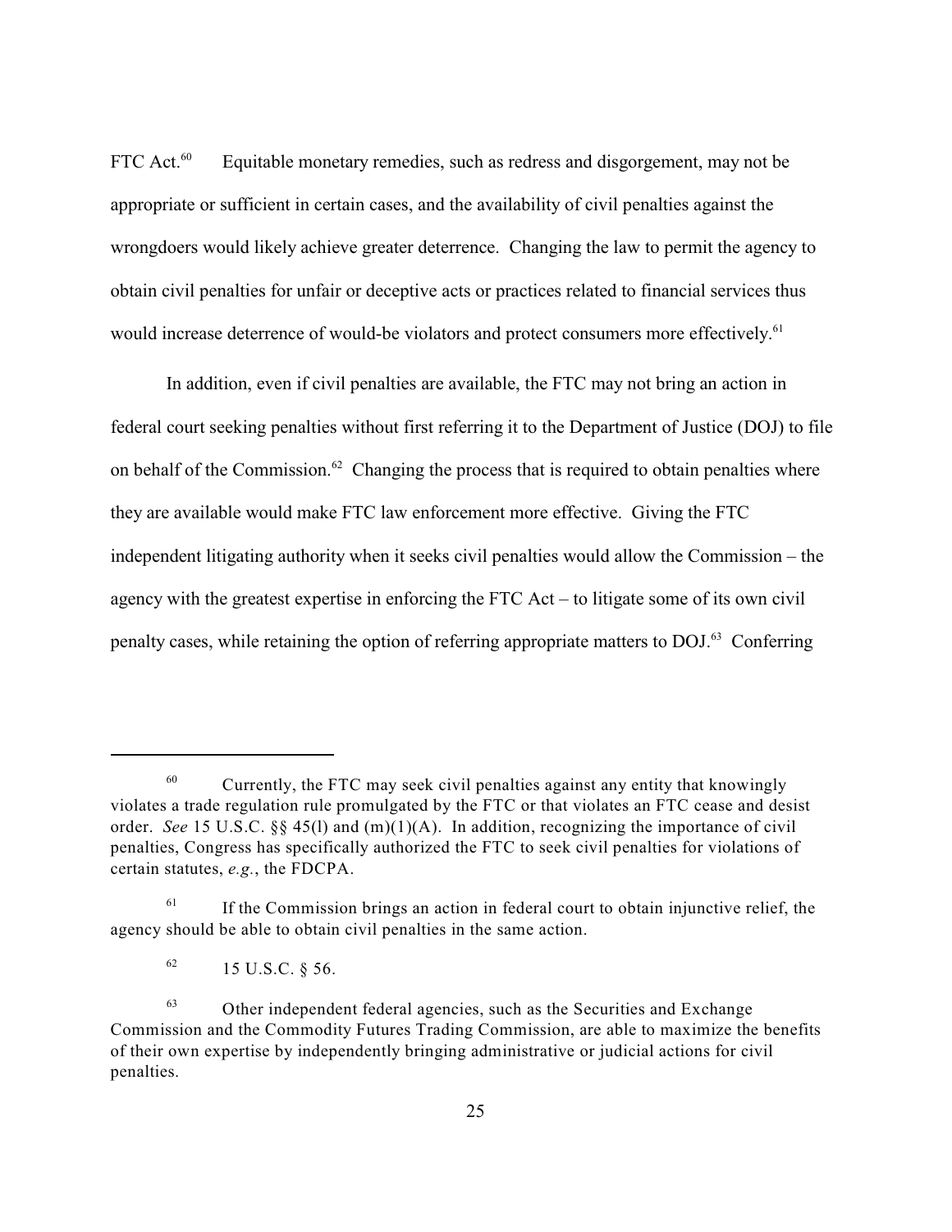FTC Act.[60] Equitable monetary remedies, such as redress and disgorgement, may not be appropriate or sufficient in certain cases, and the availability of civil penalties against the wrongdoers would likely achieve greater deterrence. Changing the law to permit the agency to obtain civil penalties for unfair or deceptive acts or practices related to financial services thus would increase deterrence of would-be violators and protect consumers more effectively.[61]

In addition, even if civil penalties are available, the FTC may not bring an action in federal court seeking penalties without first referring it to the Department of Justice (DOJ) to file on behalf of the Commission.[62] Changing the process that is required to obtain penalties where they are available would make FTC law enforcement more effective. Giving the FTC independent litigating authority when it seeks civil penalties would allow the Commission – the agency with the greatest expertise in enforcing the FTC Act – to litigate some of its own civil penalty cases, while retaining the option of referring appropriate matters to DOJ.[63] Conferring

---

[60] Currently, the FTC may seek civil penalties against any entity that knowingly violates a trade regulation rule promulgated by the FTC or that violates an FTC cease and desist order. *See* 15 U.S.C. §§ 45(l) and (m)(1)(A). In addition, recognizing the importance of civil penalties, Congress has specifically authorized the FTC to seek civil penalties for violations of certain statutes, *e.g.*, the FDCPA.

[61] If the Commission brings an action in federal court to obtain injunctive relief, the agency should be able to obtain civil penalties in the same action.

[62] 15 U.S.C. § 56.

[63] Other independent federal agencies, such as the Securities and Exchange Commission and the Commodity Futures Trading Commission, are able to maximize the benefits of their own expertise by independently bringing administrative or judicial actions for civil penalties.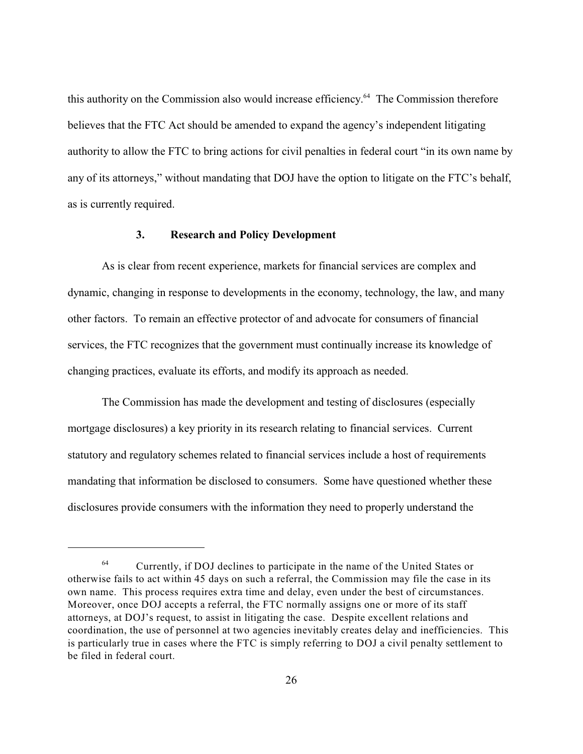this authority on the Commission also would increase efficiency.[64] The Commission therefore believes that the FTC Act should be amended to expand the agency's independent litigating authority to allow the FTC to bring actions for civil penalties in federal court "in its own name by any of its attorneys," without mandating that DOJ have the option to litigate on the FTC's behalf, as is currently required.

### 3. Research and Policy Development

As is clear from recent experience, markets for financial services are complex and dynamic, changing in response to developments in the economy, technology, the law, and many other factors. To remain an effective protector of and advocate for consumers of financial services, the FTC recognizes that the government must continually increase its knowledge of changing practices, evaluate its efforts, and modify its approach as needed.

The Commission has made the development and testing of disclosures (especially mortgage disclosures) a key priority in its research relating to financial services. Current statutory and regulatory schemes related to financial services include a host of requirements mandating that information be disclosed to consumers. Some have questioned whether these disclosures provide consumers with the information they need to properly understand the

---

[64] Currently, if DOJ declines to participate in the name of the United States or otherwise fails to act within 45 days on such a referral, the Commission may file the case in its own name. This process requires extra time and delay, even under the best of circumstances. Moreover, once DOJ accepts a referral, the FTC normally assigns one or more of its staff attorneys, at DOJ's request, to assist in litigating the case. Despite excellent relations and coordination, the use of personnel at two agencies inevitably creates delay and inefficiencies. This is particularly true in cases where the FTC is simply referring to DOJ a civil penalty settlement to be filed in federal court.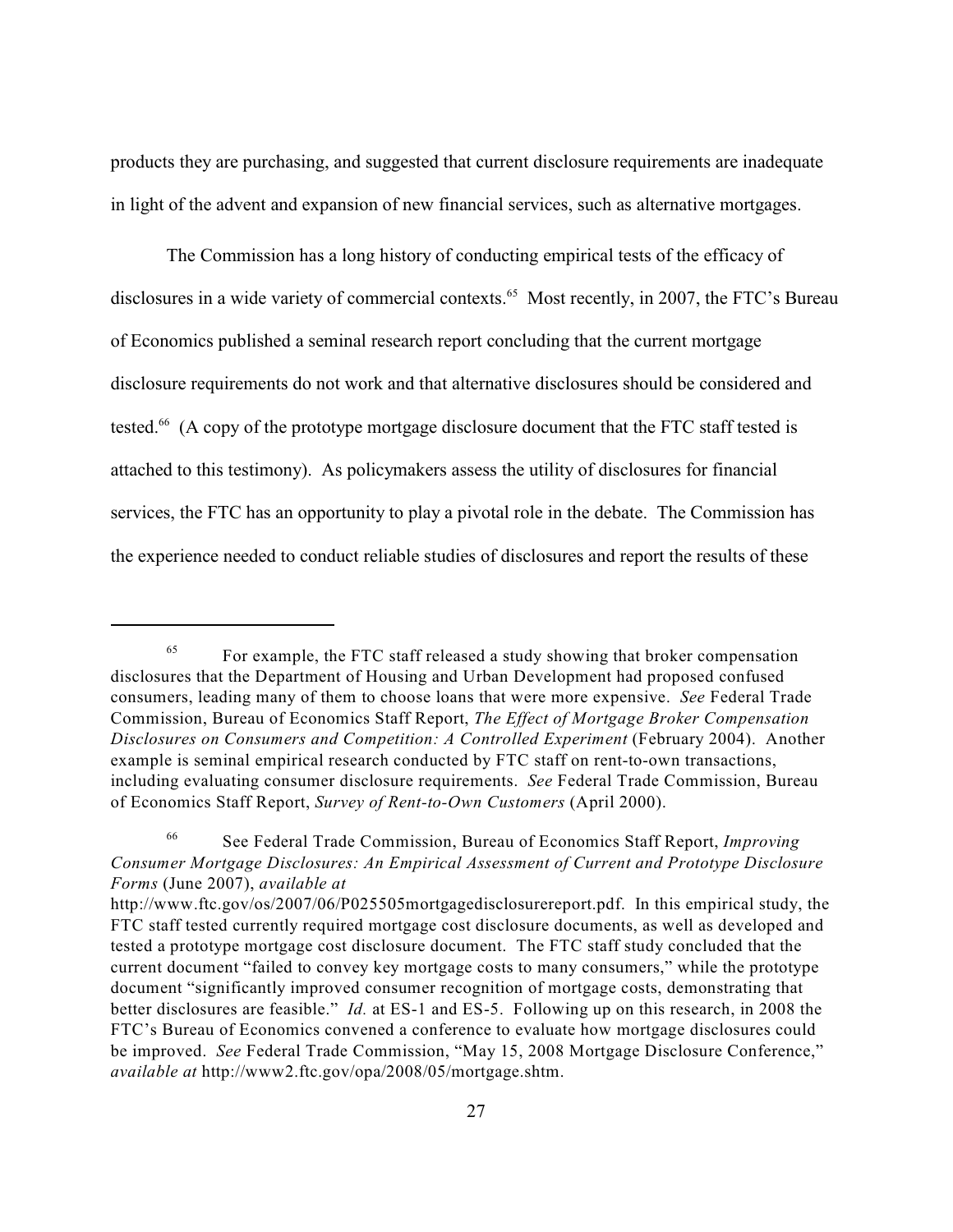products they are purchasing, and suggested that current disclosure requirements are inadequate in light of the advent and expansion of new financial services, such as alternative mortgages.

The Commission has a long history of conducting empirical tests of the efficacy of disclosures in a wide variety of commercial contexts.[65] Most recently, in 2007, the FTC's Bureau of Economics published a seminal research report concluding that the current mortgage disclosure requirements do not work and that alternative disclosures should be considered and tested.[66] (A copy of the prototype mortgage disclosure document that the FTC staff tested is attached to this testimony). As policymakers assess the utility of disclosures for financial services, the FTC has an opportunity to play a pivotal role in the debate. The Commission has the experience needed to conduct reliable studies of disclosures and report the results of these

---

[65] For example, the FTC staff released a study showing that broker compensation disclosures that the Department of Housing and Urban Development had proposed confused consumers, leading many of them to choose loans that were more expensive. *See* Federal Trade Commission, Bureau of Economics Staff Report, *The Effect of Mortgage Broker Compensation Disclosures on Consumers and Competition: A Controlled Experiment* (February 2004). Another example is seminal empirical research conducted by FTC staff on rent-to-own transactions, including evaluating consumer disclosure requirements. *See* Federal Trade Commission, Bureau of Economics Staff Report, *Survey of Rent-to-Own Customers* (April 2000).

[66] See Federal Trade Commission, Bureau of Economics Staff Report, *Improving Consumer Mortgage Disclosures: An Empirical Assessment of Current and Prototype Disclosure Forms* (June 2007), *available at* http://www.ftc.gov/os/2007/06/P025505mortgagedisclosurereport.pdf. In this empirical study, the FTC staff tested currently required mortgage cost disclosure documents, as well as developed and tested a prototype mortgage cost disclosure document. The FTC staff study concluded that the current document "failed to convey key mortgage costs to many consumers," while the prototype document "significantly improved consumer recognition of mortgage costs, demonstrating that better disclosures are feasible." *Id.* at ES-1 and ES-5. Following up on this research, in 2008 the FTC's Bureau of Economics convened a conference to evaluate how mortgage disclosures could be improved. *See* Federal Trade Commission, "May 15, 2008 Mortgage Disclosure Conference," *available at* http://www2.ftc.gov/opa/2008/05/mortgage.shtm.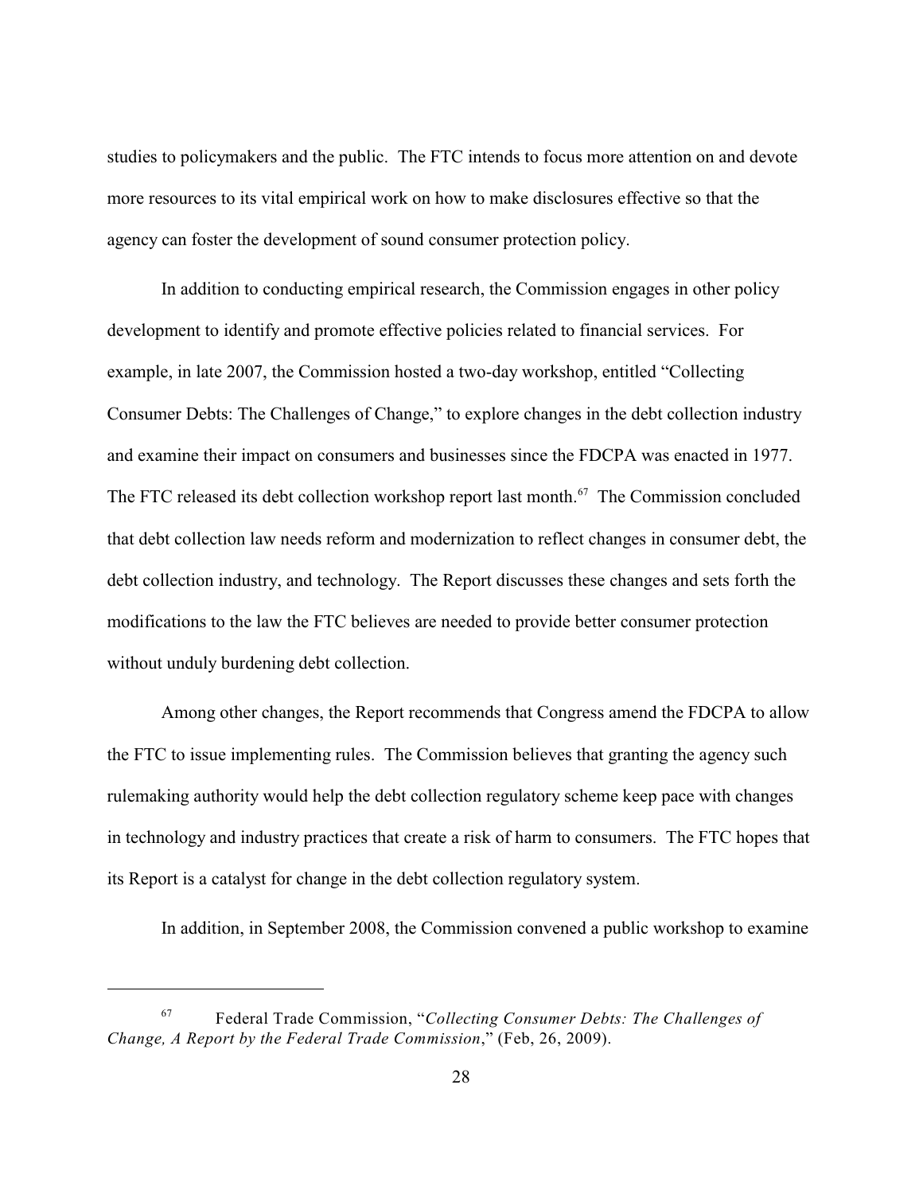studies to policymakers and the public. The FTC intends to focus more attention on and devote more resources to its vital empirical work on how to make disclosures effective so that the agency can foster the development of sound consumer protection policy.

In addition to conducting empirical research, the Commission engages in other policy development to identify and promote effective policies related to financial services. For example, in late 2007, the Commission hosted a two-day workshop, entitled "Collecting Consumer Debts: The Challenges of Change," to explore changes in the debt collection industry and examine their impact on consumers and businesses since the FDCPA was enacted in 1977. The FTC released its debt collection workshop report last month.[67] The Commission concluded that debt collection law needs reform and modernization to reflect changes in consumer debt, the debt collection industry, and technology. The Report discusses these changes and sets forth the modifications to the law the FTC believes are needed to provide better consumer protection without unduly burdening debt collection.

Among other changes, the Report recommends that Congress amend the FDCPA to allow the FTC to issue implementing rules. The Commission believes that granting the agency such rulemaking authority would help the debt collection regulatory scheme keep pace with changes in technology and industry practices that create a risk of harm to consumers. The FTC hopes that its Report is a catalyst for change in the debt collection regulatory system.

In addition, in September 2008, the Commission convened a public workshop to examine

---

[67] Federal Trade Commission, "*Collecting Consumer Debts: The Challenges of Change, A Report by the Federal Trade Commission*," (Feb, 26, 2009).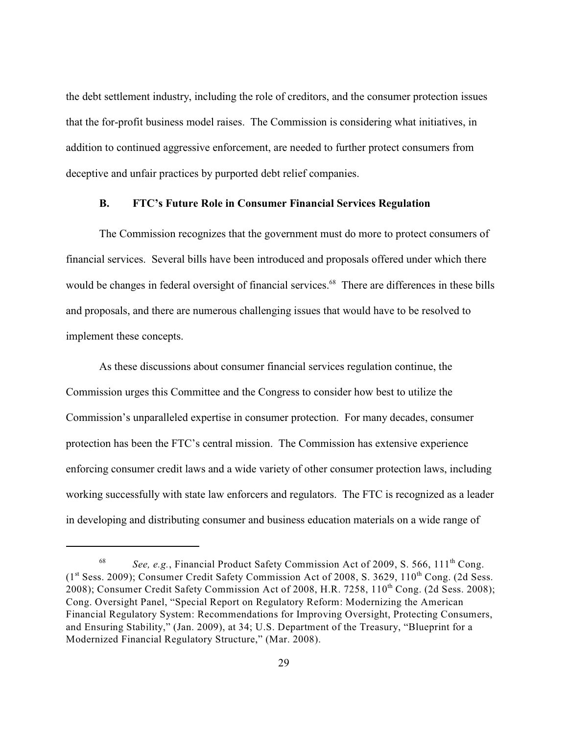the debt settlement industry, including the role of creditors, and the consumer protection issues that the for-profit business model raises. The Commission is considering what initiatives, in addition to continued aggressive enforcement, are needed to further protect consumers from deceptive and unfair practices by purported debt relief companies.

### B. FTC's Future Role in Consumer Financial Services Regulation

The Commission recognizes that the government must do more to protect consumers of financial services. Several bills have been introduced and proposals offered under which there would be changes in federal oversight of financial services.[68] There are differences in these bills and proposals, and there are numerous challenging issues that would have to be resolved to implement these concepts.

As these discussions about consumer financial services regulation continue, the Commission urges this Committee and the Congress to consider how best to utilize the Commission's unparalleled expertise in consumer protection. For many decades, consumer protection has been the FTC's central mission. The Commission has extensive experience enforcing consumer credit laws and a wide variety of other consumer protection laws, including working successfully with state law enforcers and regulators. The FTC is recognized as a leader in developing and distributing consumer and business education materials on a wide range of

---

[68] *See, e.g.*, Financial Product Safety Commission Act of 2009, S. 566, 111th Cong. (1st Sess. 2009); Consumer Credit Safety Commission Act of 2008, S. 3629, 110th Cong. (2d Sess. 2008); Consumer Credit Safety Commission Act of 2008, H.R. 7258, 110th Cong. (2d Sess. 2008); Cong. Oversight Panel, "Special Report on Regulatory Reform: Modernizing the American Financial Regulatory System: Recommendations for Improving Oversight, Protecting Consumers, and Ensuring Stability," (Jan. 2009), at 34; U.S. Department of the Treasury, "Blueprint for a Modernized Financial Regulatory Structure," (Mar. 2008).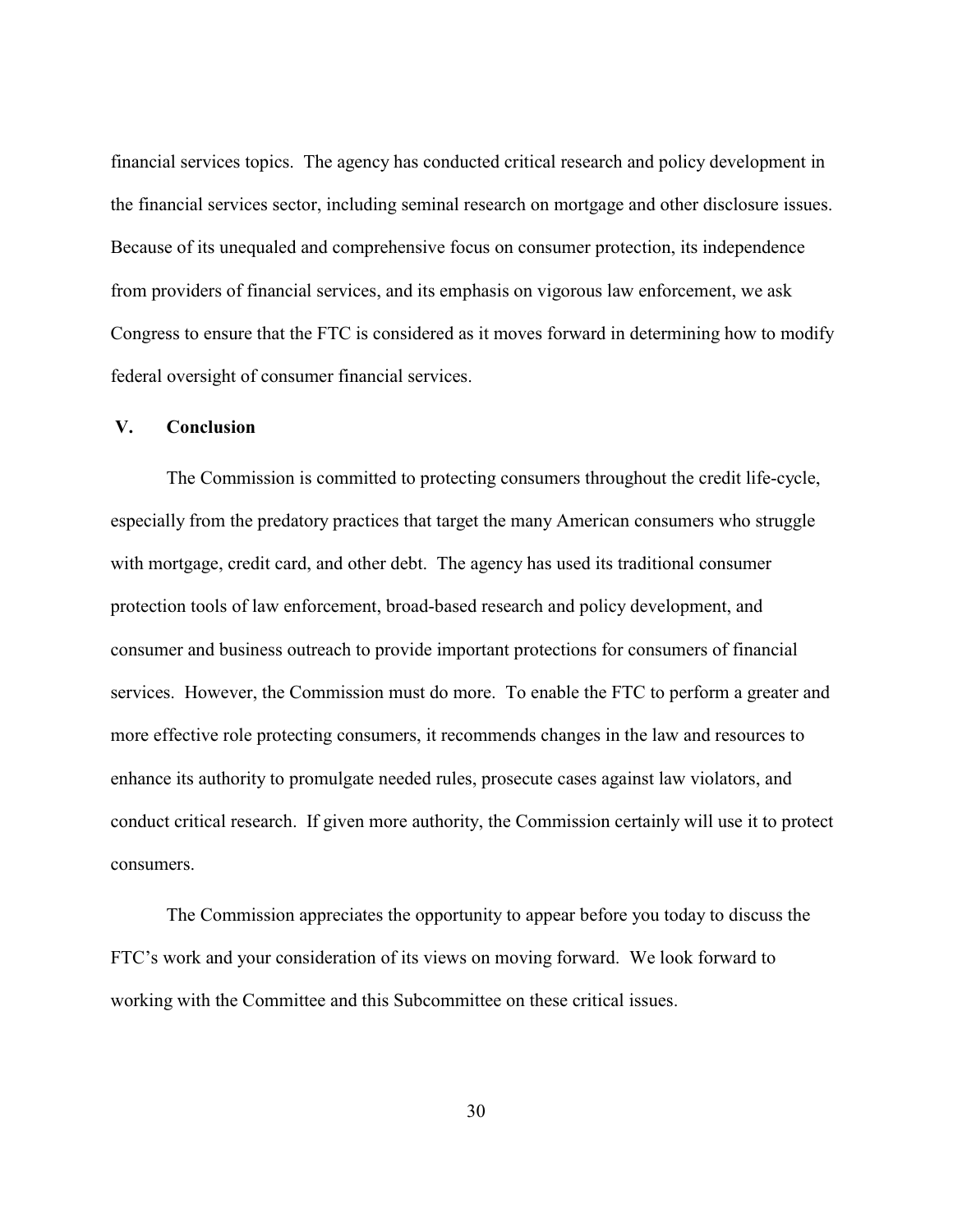financial services topics. The agency has conducted critical research and policy development in the financial services sector, including seminal research on mortgage and other disclosure issues. Because of its unequaled and comprehensive focus on consumer protection, its independence from providers of financial services, and its emphasis on vigorous law enforcement, we ask Congress to ensure that the FTC is considered as it moves forward in determining how to modify federal oversight of consumer financial services.

## V. Conclusion

The Commission is committed to protecting consumers throughout the credit life-cycle, especially from the predatory practices that target the many American consumers who struggle with mortgage, credit card, and other debt. The agency has used its traditional consumer protection tools of law enforcement, broad-based research and policy development, and consumer and business outreach to provide important protections for consumers of financial services. However, the Commission must do more. To enable the FTC to perform a greater and more effective role protecting consumers, it recommends changes in the law and resources to enhance its authority to promulgate needed rules, prosecute cases against law violators, and conduct critical research. If given more authority, the Commission certainly will use it to protect consumers.

The Commission appreciates the opportunity to appear before you today to discuss the FTC's work and your consideration of its views on moving forward. We look forward to working with the Committee and this Subcommittee on these critical issues.